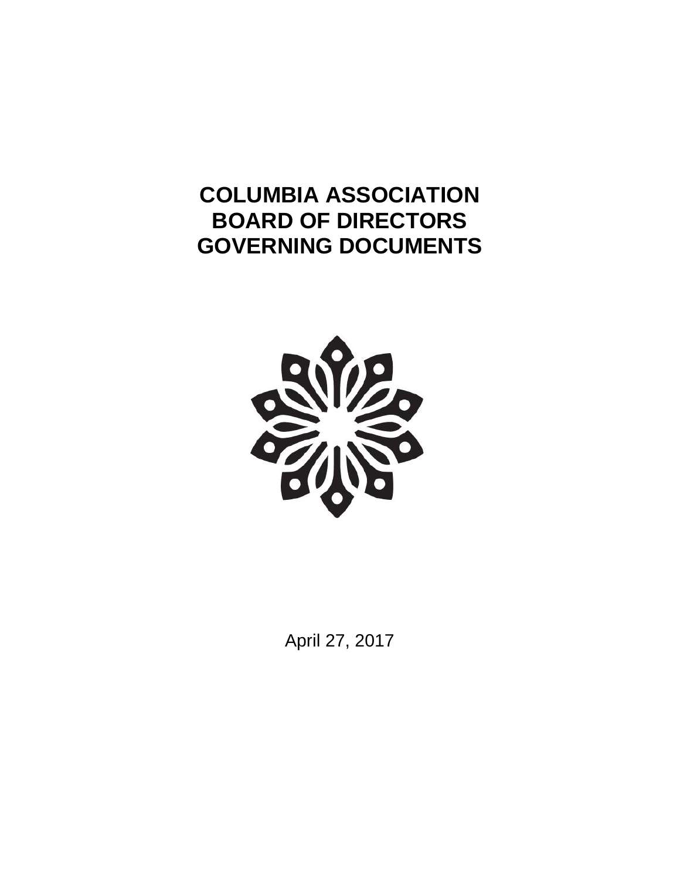# COLUMBIA ASSOCIATION
# BOARD OF DIRECTORS
# GOVERNING DOCUMENTS

April 27, 2017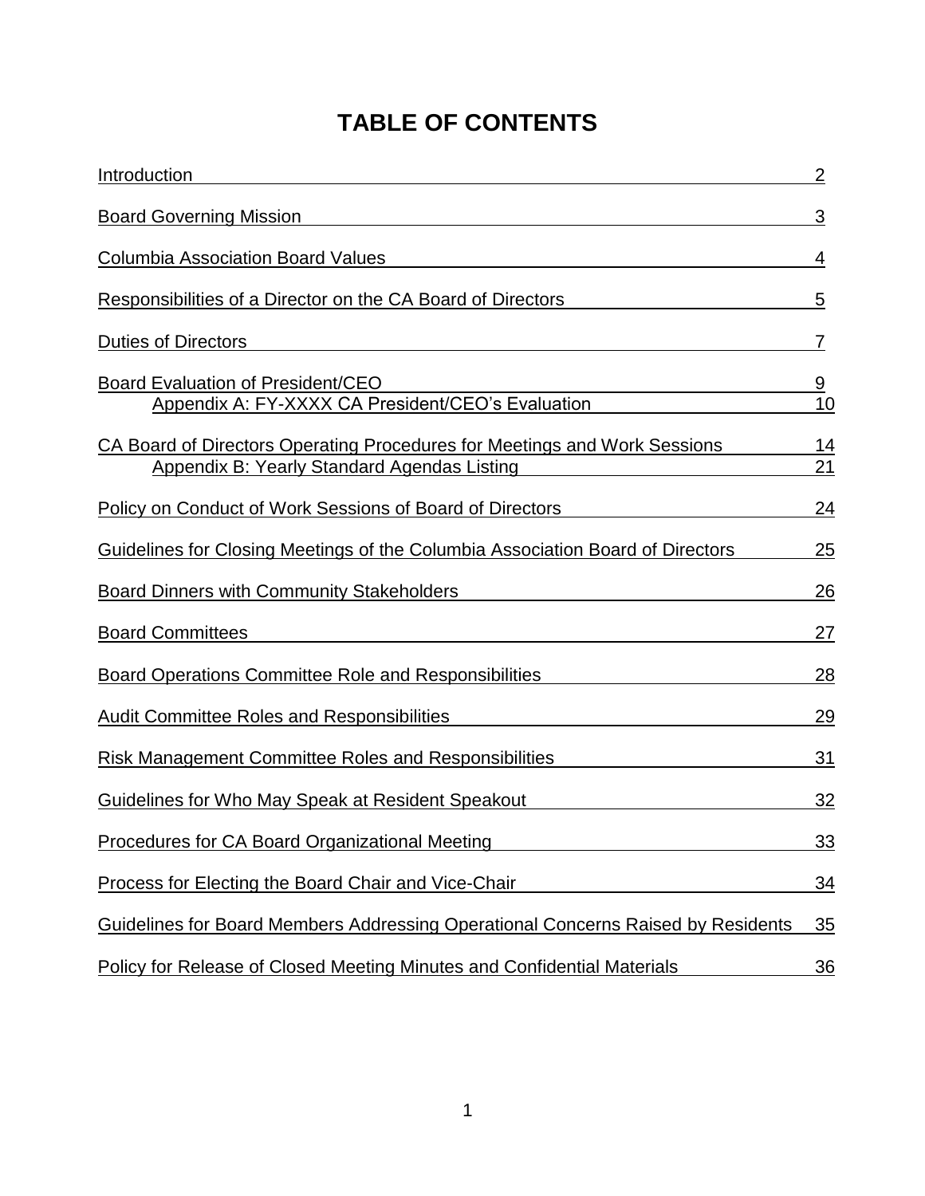# TABLE OF CONTENTS

| | |
|---|---|
| Introduction | 2 |
| Board Governing Mission | 3 |
| Columbia Association Board Values | 4 |
| Responsibilities of a Director on the CA Board of Directors | 5 |
| Duties of Directors | 7 |
| Board Evaluation of President/CEO | 9 |
| Appendix A: FY-XXXX CA President/CEO's Evaluation | 10 |
| CA Board of Directors Operating Procedures for Meetings and Work Sessions | 14 |
| Appendix B: Yearly Standard Agendas Listing | 21 |
| Policy on Conduct of Work Sessions of Board of Directors | 24 |
| Guidelines for Closing Meetings of the Columbia Association Board of Directors | 25 |
| Board Dinners with Community Stakeholders | 26 |
| Board Committees | 27 |
| Board Operations Committee Role and Responsibilities | 28 |
| Audit Committee Roles and Responsibilities | 29 |
| Risk Management Committee Roles and Responsibilities | 31 |
| Guidelines for Who May Speak at Resident Speakout | 32 |
| Procedures for CA Board Organizational Meeting | 33 |
| Process for Electing the Board Chair and Vice-Chair | 34 |
| Guidelines for Board Members Addressing Operational Concerns Raised by Residents | 35 |
| Policy for Release of Closed Meeting Minutes and Confidential Materials | 36 |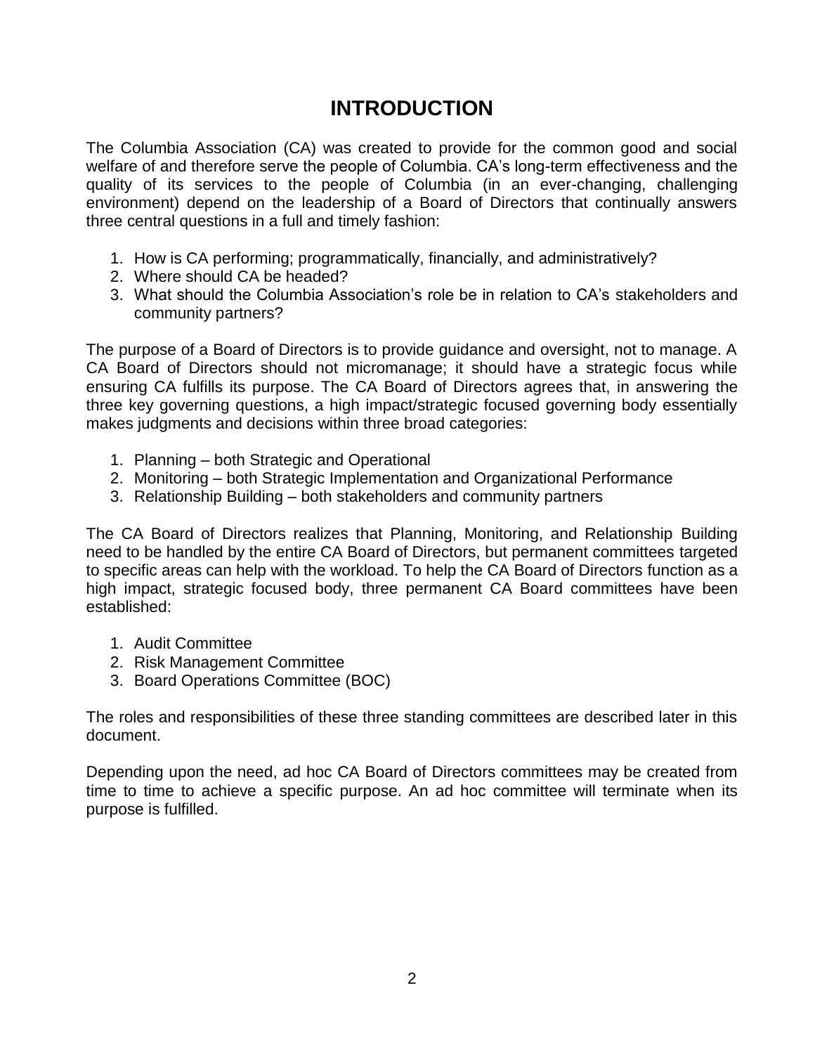# INTRODUCTION

The Columbia Association (CA) was created to provide for the common good and social welfare of and therefore serve the people of Columbia. CA's long-term effectiveness and the quality of its services to the people of Columbia (in an ever-changing, challenging environment) depend on the leadership of a Board of Directors that continually answers three central questions in a full and timely fashion:

1. How is CA performing; programmatically, financially, and administratively?
2. Where should CA be headed?
3. What should the Columbia Association's role be in relation to CA's stakeholders and community partners?

The purpose of a Board of Directors is to provide guidance and oversight, not to manage. A CA Board of Directors should not micromanage; it should have a strategic focus while ensuring CA fulfills its purpose. The CA Board of Directors agrees that, in answering the three key governing questions, a high impact/strategic focused governing body essentially makes judgments and decisions within three broad categories:

1. Planning – both Strategic and Operational
2. Monitoring – both Strategic Implementation and Organizational Performance
3. Relationship Building – both stakeholders and community partners

The CA Board of Directors realizes that Planning, Monitoring, and Relationship Building need to be handled by the entire CA Board of Directors, but permanent committees targeted to specific areas can help with the workload. To help the CA Board of Directors function as a high impact, strategic focused body, three permanent CA Board committees have been established:

1. Audit Committee
2. Risk Management Committee
3. Board Operations Committee (BOC)

The roles and responsibilities of these three standing committees are described later in this document.

Depending upon the need, ad hoc CA Board of Directors committees may be created from time to time to achieve a specific purpose. An ad hoc committee will terminate when its purpose is fulfilled.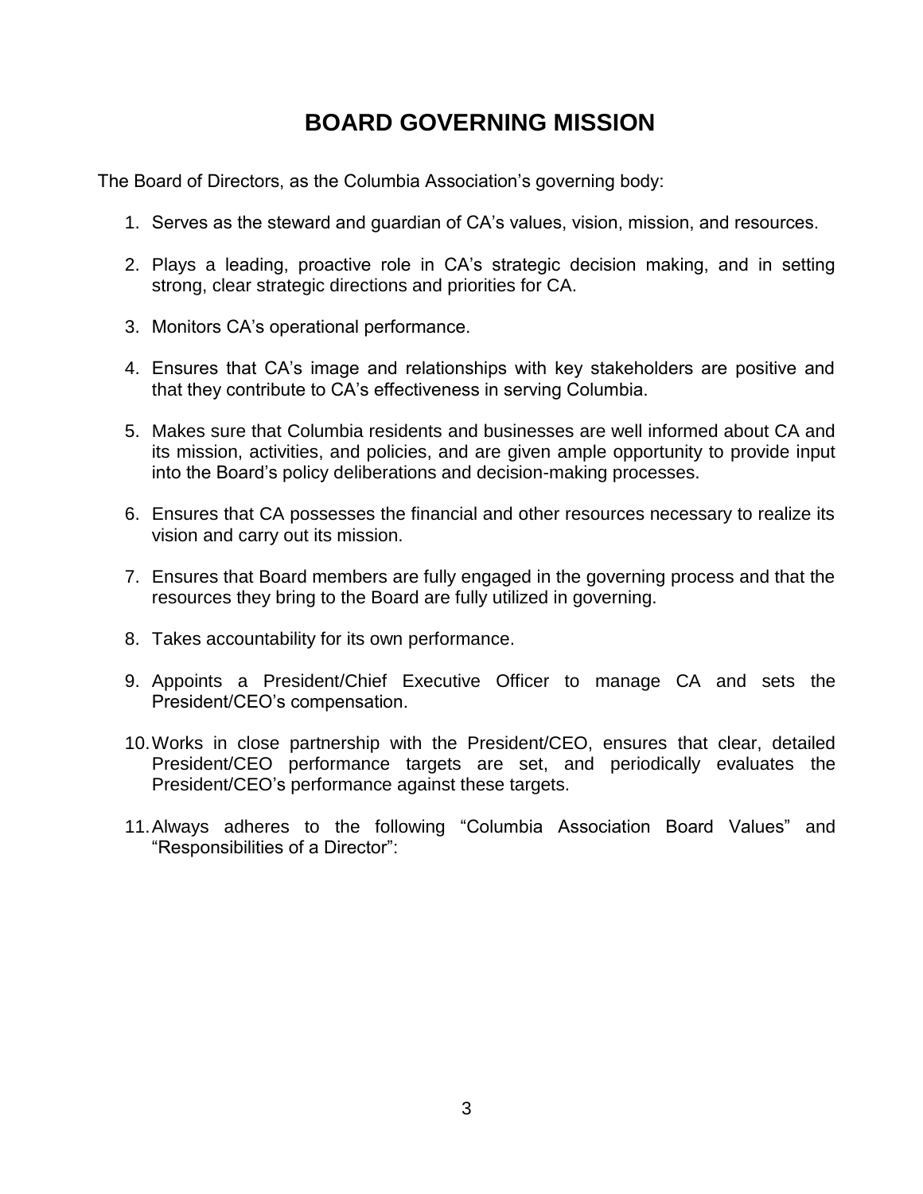# BOARD GOVERNING MISSION

The Board of Directors, as the Columbia Association's governing body:

1. Serves as the steward and guardian of CA's values, vision, mission, and resources.
2. Plays a leading, proactive role in CA's strategic decision making, and in setting strong, clear strategic directions and priorities for CA.
3. Monitors CA's operational performance.
4. Ensures that CA's image and relationships with key stakeholders are positive and that they contribute to CA's effectiveness in serving Columbia.
5. Makes sure that Columbia residents and businesses are well informed about CA and its mission, activities, and policies, and are given ample opportunity to provide input into the Board's policy deliberations and decision-making processes.
6. Ensures that CA possesses the financial and other resources necessary to realize its vision and carry out its mission.
7. Ensures that Board members are fully engaged in the governing process and that the resources they bring to the Board are fully utilized in governing.
8. Takes accountability for its own performance.
9. Appoints a President/Chief Executive Officer to manage CA and sets the President/CEO's compensation.
10. Works in close partnership with the President/CEO, ensures that clear, detailed President/CEO performance targets are set, and periodically evaluates the President/CEO's performance against these targets.
11. Always adheres to the following "Columbia Association Board Values" and "Responsibilities of a Director":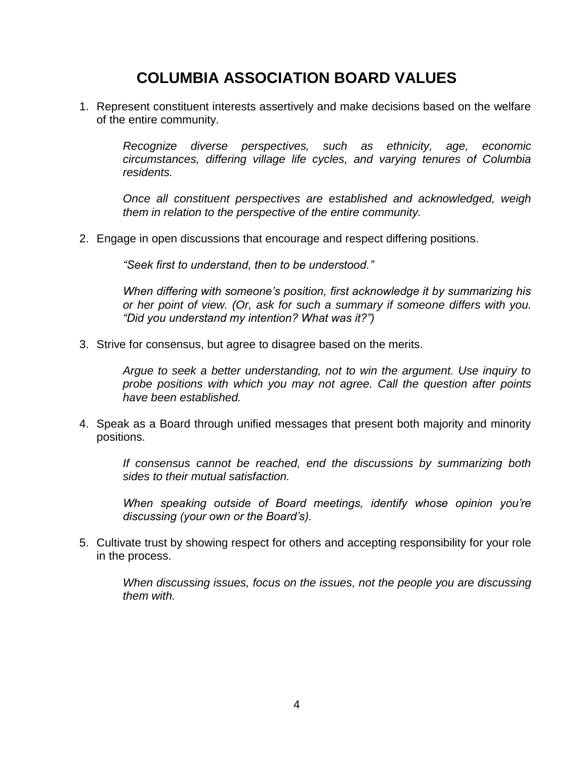# COLUMBIA ASSOCIATION BOARD VALUES

1. Represent constituent interests assertively and make decisions based on the welfare of the entire community.

    *Recognize diverse perspectives, such as ethnicity, age, economic circumstances, differing village life cycles, and varying tenures of Columbia residents.*

    *Once all constituent perspectives are established and acknowledged, weigh them in relation to the perspective of the entire community.*

2. Engage in open discussions that encourage and respect differing positions.

    *"Seek first to understand, then to be understood."*

    *When differing with someone's position, first acknowledge it by summarizing his or her point of view. (Or, ask for such a summary if someone differs with you. "Did you understand my intention? What was it?")*

3. Strive for consensus, but agree to disagree based on the merits.

    *Argue to seek a better understanding, not to win the argument. Use inquiry to probe positions with which you may not agree. Call the question after points have been established.*

4. Speak as a Board through unified messages that present both majority and minority positions.

    *If consensus cannot be reached, end the discussions by summarizing both sides to their mutual satisfaction.*

    *When speaking outside of Board meetings, identify whose opinion you're discussing (your own or the Board's).*

5. Cultivate trust by showing respect for others and accepting responsibility for your role in the process.

    *When discussing issues, focus on the issues, not the people you are discussing them with.*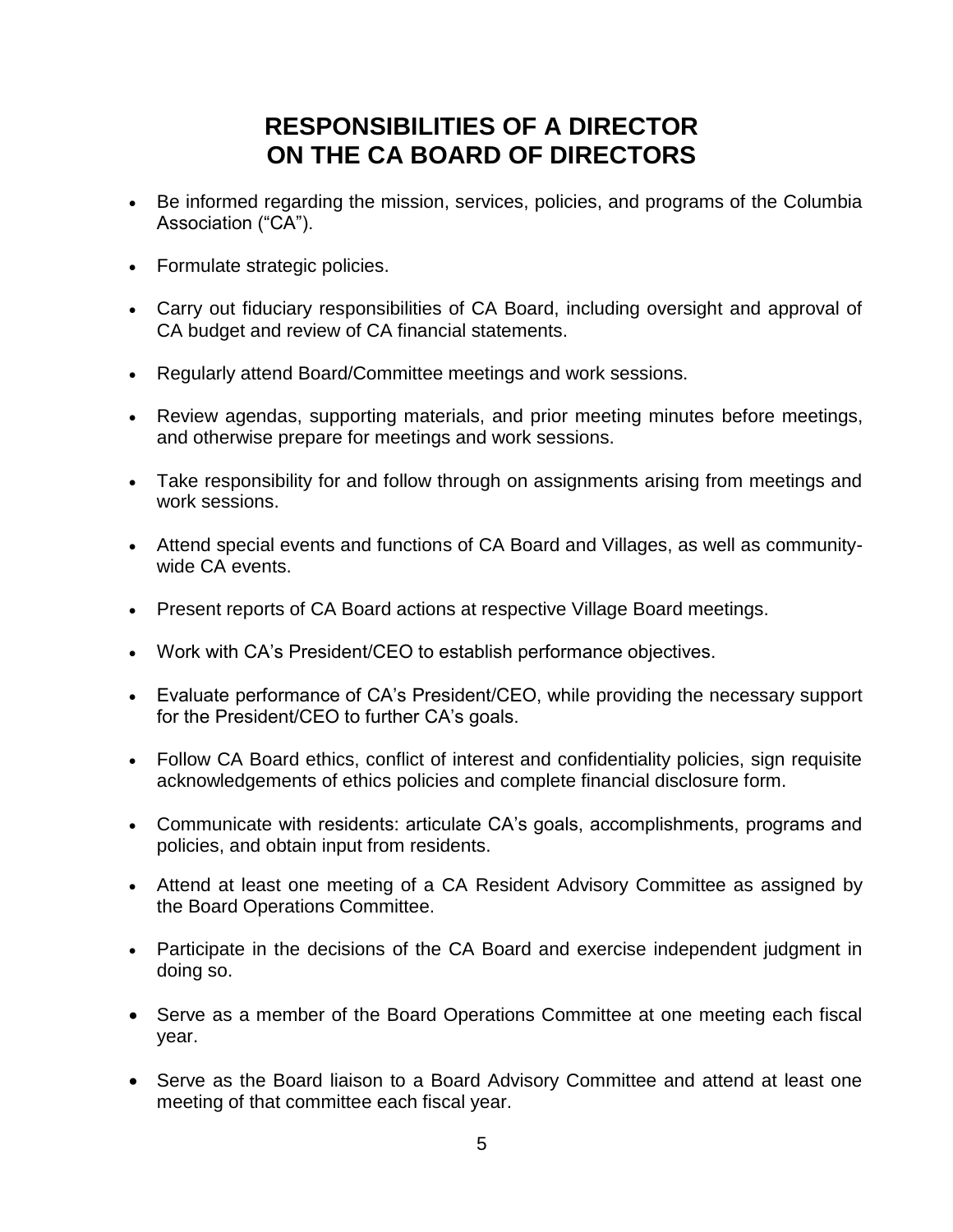# RESPONSIBILITIES OF A DIRECTOR ON THE CA BOARD OF DIRECTORS

- Be informed regarding the mission, services, policies, and programs of the Columbia Association ("CA").
- Formulate strategic policies.
- Carry out fiduciary responsibilities of CA Board, including oversight and approval of CA budget and review of CA financial statements.
- Regularly attend Board/Committee meetings and work sessions.
- Review agendas, supporting materials, and prior meeting minutes before meetings, and otherwise prepare for meetings and work sessions.
- Take responsibility for and follow through on assignments arising from meetings and work sessions.
- Attend special events and functions of CA Board and Villages, as well as community-wide CA events.
- Present reports of CA Board actions at respective Village Board meetings.
- Work with CA's President/CEO to establish performance objectives.
- Evaluate performance of CA's President/CEO, while providing the necessary support for the President/CEO to further CA's goals.
- Follow CA Board ethics, conflict of interest and confidentiality policies, sign requisite acknowledgements of ethics policies and complete financial disclosure form.
- Communicate with residents: articulate CA's goals, accomplishments, programs and policies, and obtain input from residents.
- Attend at least one meeting of a CA Resident Advisory Committee as assigned by the Board Operations Committee.
- Participate in the decisions of the CA Board and exercise independent judgment in doing so.
- Serve as a member of the Board Operations Committee at one meeting each fiscal year.
- Serve as the Board liaison to a Board Advisory Committee and attend at least one meeting of that committee each fiscal year.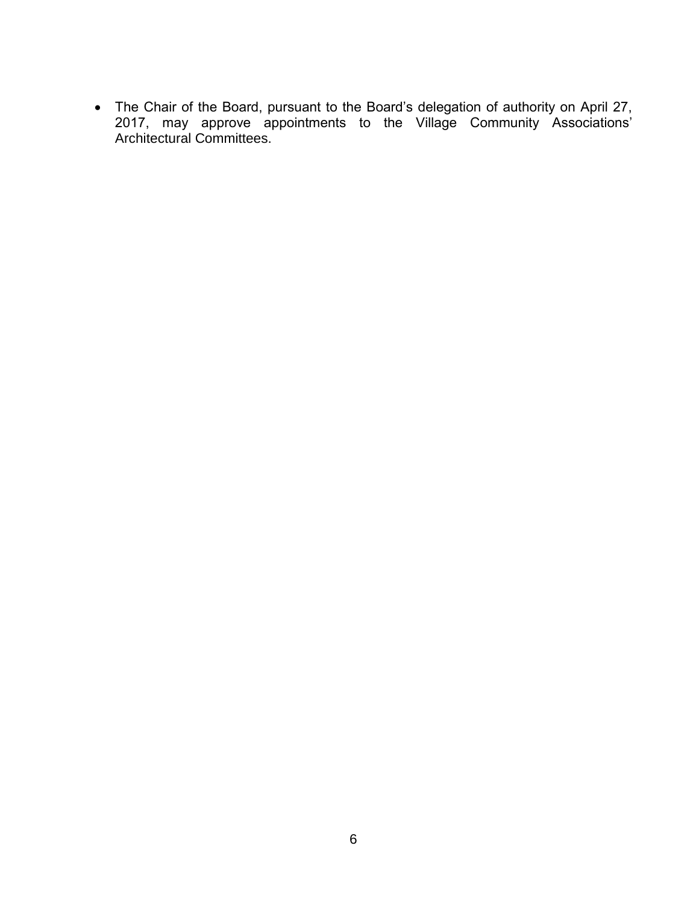- The Chair of the Board, pursuant to the Board's delegation of authority on April 27, 2017, may approve appointments to the Village Community Associations' Architectural Committees.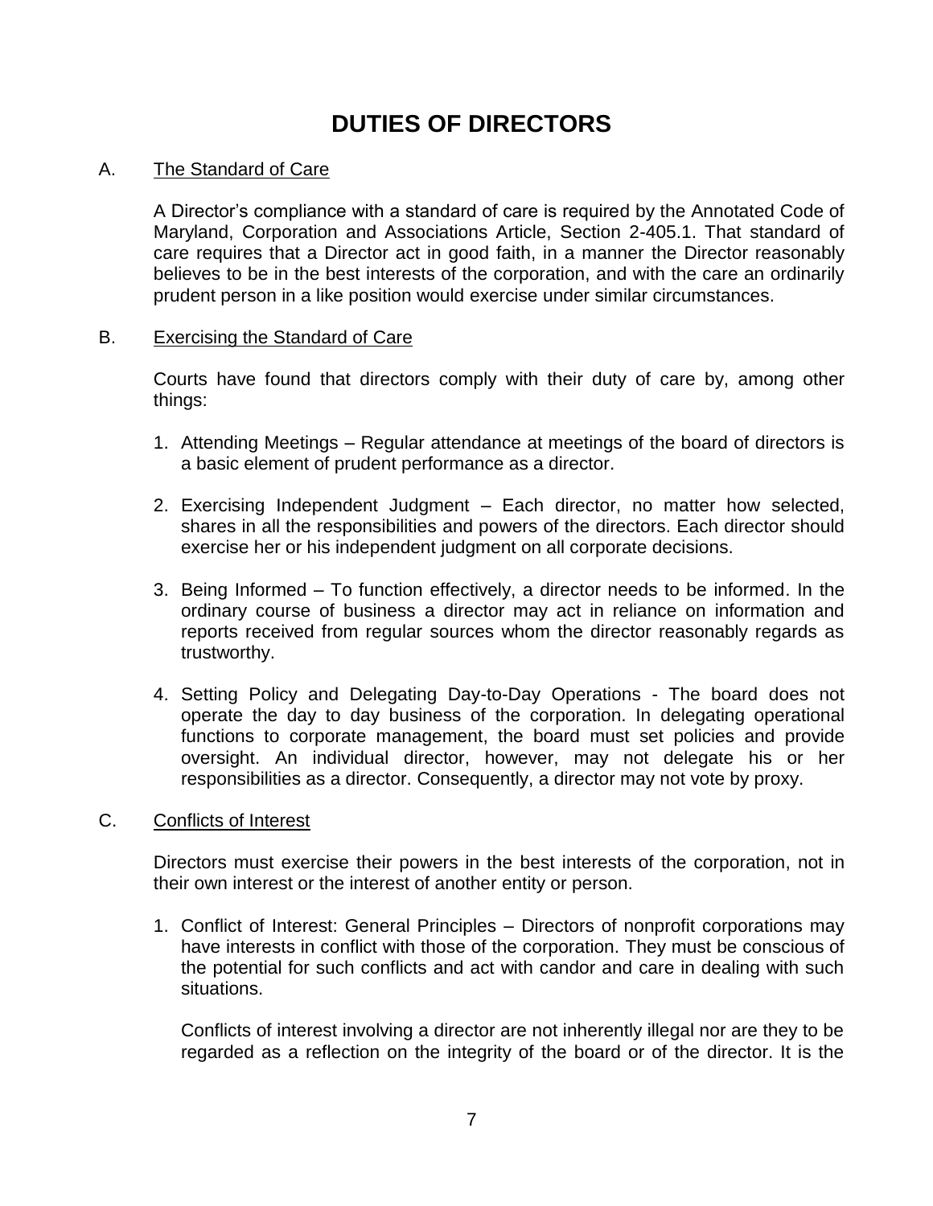# DUTIES OF DIRECTORS

A. The Standard of Care

A Director's compliance with a standard of care is required by the Annotated Code of Maryland, Corporation and Associations Article, Section 2-405.1. That standard of care requires that a Director act in good faith, in a manner the Director reasonably believes to be in the best interests of the corporation, and with the care an ordinarily prudent person in a like position would exercise under similar circumstances.

B. Exercising the Standard of Care

Courts have found that directors comply with their duty of care by, among other things:

1. Attending Meetings – Regular attendance at meetings of the board of directors is a basic element of prudent performance as a director.

2. Exercising Independent Judgment – Each director, no matter how selected, shares in all the responsibilities and powers of the directors. Each director should exercise her or his independent judgment on all corporate decisions.

3. Being Informed – To function effectively, a director needs to be informed. In the ordinary course of business a director may act in reliance on information and reports received from regular sources whom the director reasonably regards as trustworthy.

4. Setting Policy and Delegating Day-to-Day Operations - The board does not operate the day to day business of the corporation. In delegating operational functions to corporate management, the board must set policies and provide oversight. An individual director, however, may not delegate his or her responsibilities as a director. Consequently, a director may not vote by proxy.

C. Conflicts of Interest

Directors must exercise their powers in the best interests of the corporation, not in their own interest or the interest of another entity or person.

1. Conflict of Interest: General Principles – Directors of nonprofit corporations may have interests in conflict with those of the corporation. They must be conscious of the potential for such conflicts and act with candor and care in dealing with such situations.

   Conflicts of interest involving a director are not inherently illegal nor are they to be regarded as a reflection on the integrity of the board or of the director. It is the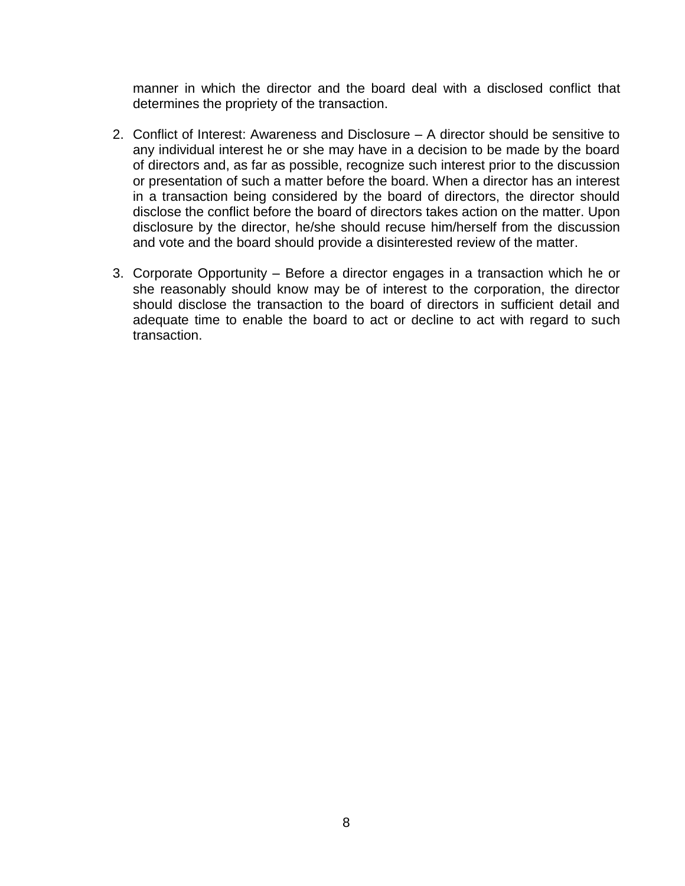manner in which the director and the board deal with a disclosed conflict that determines the propriety of the transaction.

2. Conflict of Interest: Awareness and Disclosure – A director should be sensitive to any individual interest he or she may have in a decision to be made by the board of directors and, as far as possible, recognize such interest prior to the discussion or presentation of such a matter before the board. When a director has an interest in a transaction being considered by the board of directors, the director should disclose the conflict before the board of directors takes action on the matter. Upon disclosure by the director, he/she should recuse him/herself from the discussion and vote and the board should provide a disinterested review of the matter.

3. Corporate Opportunity – Before a director engages in a transaction which he or she reasonably should know may be of interest to the corporation, the director should disclose the transaction to the board of directors in sufficient detail and adequate time to enable the board to act or decline to act with regard to such transaction.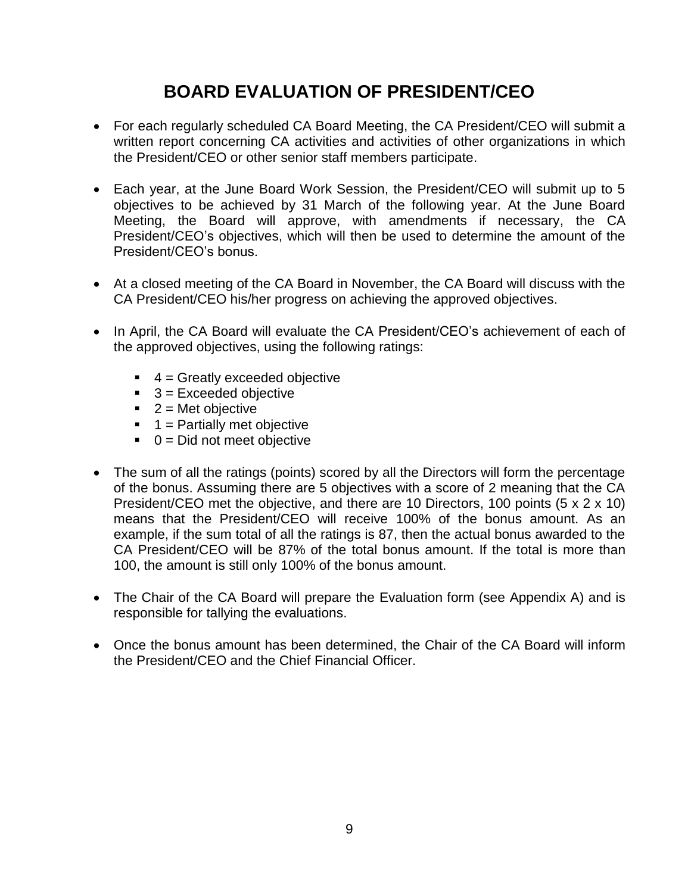# BOARD EVALUATION OF PRESIDENT/CEO

- For each regularly scheduled CA Board Meeting, the CA President/CEO will submit a written report concerning CA activities and activities of other organizations in which the President/CEO or other senior staff members participate.

- Each year, at the June Board Work Session, the President/CEO will submit up to 5 objectives to be achieved by 31 March of the following year. At the June Board Meeting, the Board will approve, with amendments if necessary, the CA President/CEO's objectives, which will then be used to determine the amount of the President/CEO's bonus.

- At a closed meeting of the CA Board in November, the CA Board will discuss with the CA President/CEO his/her progress on achieving the approved objectives.

- In April, the CA Board will evaluate the CA President/CEO's achievement of each of the approved objectives, using the following ratings:

  - 4 = Greatly exceeded objective
  - 3 = Exceeded objective
  - 2 = Met objective
  - 1 = Partially met objective
  - 0 = Did not meet objective

- The sum of all the ratings (points) scored by all the Directors will form the percentage of the bonus. Assuming there are 5 objectives with a score of 2 meaning that the CA President/CEO met the objective, and there are 10 Directors, 100 points (5 x 2 x 10) means that the President/CEO will receive 100% of the bonus amount. As an example, if the sum total of all the ratings is 87, then the actual bonus awarded to the CA President/CEO will be 87% of the total bonus amount. If the total is more than 100, the amount is still only 100% of the bonus amount.

- The Chair of the CA Board will prepare the Evaluation form (see Appendix A) and is responsible for tallying the evaluations.

- Once the bonus amount has been determined, the Chair of the CA Board will inform the President/CEO and the Chief Financial Officer.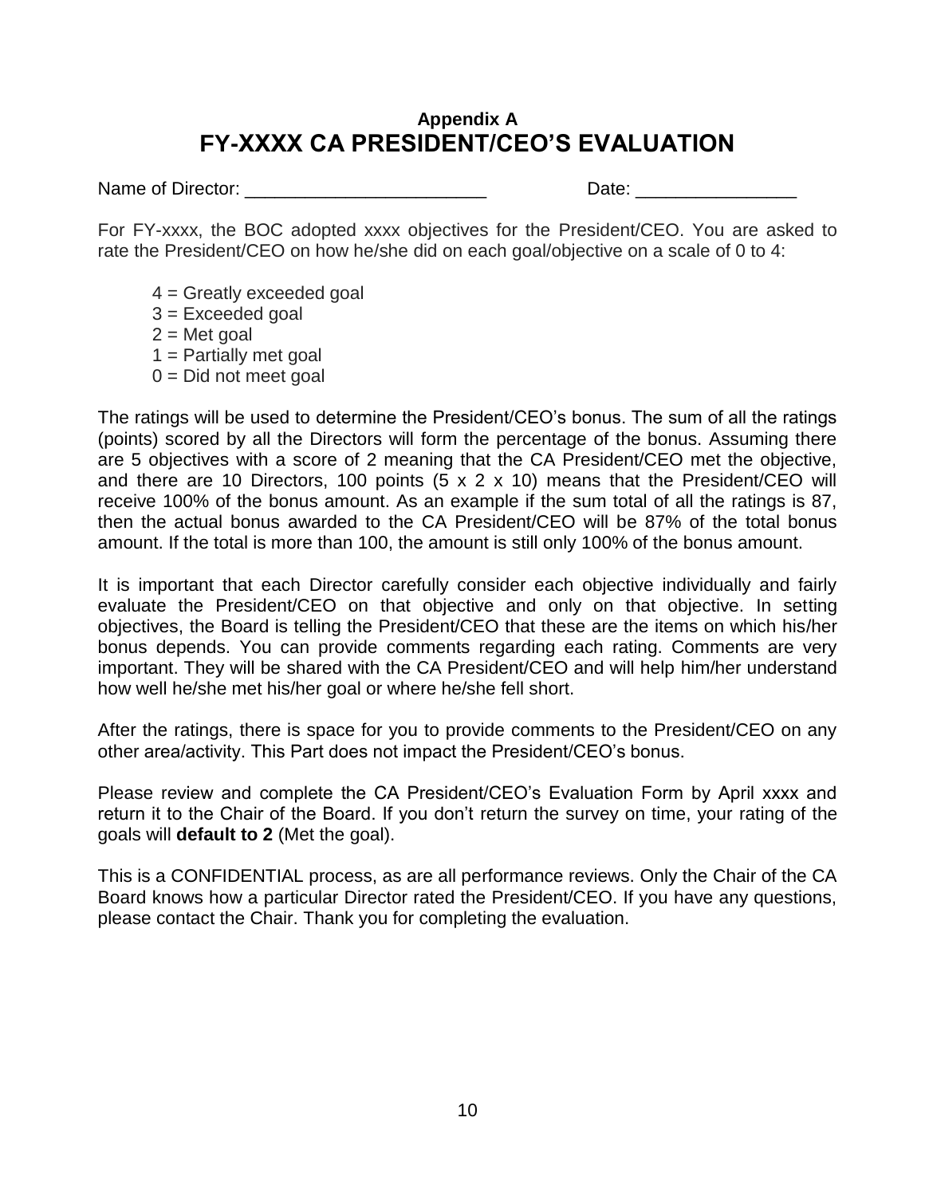## Appendix A

# FY-XXXX CA PRESIDENT/CEO'S EVALUATION

Name of Director: ________________________ Date: ________________

For FY-xxxx, the BOC adopted xxxx objectives for the President/CEO. You are asked to rate the President/CEO on how he/she did on each goal/objective on a scale of 0 to 4:

- 4 = Greatly exceeded goal
- 3 = Exceeded goal
- 2 = Met goal
- 1 = Partially met goal
- 0 = Did not meet goal

The ratings will be used to determine the President/CEO's bonus. The sum of all the ratings (points) scored by all the Directors will form the percentage of the bonus. Assuming there are 5 objectives with a score of 2 meaning that the CA President/CEO met the objective, and there are 10 Directors, 100 points (5 x 2 x 10) means that the President/CEO will receive 100% of the bonus amount. As an example if the sum total of all the ratings is 87, then the actual bonus awarded to the CA President/CEO will be 87% of the total bonus amount. If the total is more than 100, the amount is still only 100% of the bonus amount.

It is important that each Director carefully consider each objective individually and fairly evaluate the President/CEO on that objective and only on that objective. In setting objectives, the Board is telling the President/CEO that these are the items on which his/her bonus depends. You can provide comments regarding each rating. Comments are very important. They will be shared with the CA President/CEO and will help him/her understand how well he/she met his/her goal or where he/she fell short.

After the ratings, there is space for you to provide comments to the President/CEO on any other area/activity. This Part does not impact the President/CEO's bonus.

Please review and complete the CA President/CEO's Evaluation Form by April xxxx and return it to the Chair of the Board. If you don't return the survey on time, your rating of the goals will **default to 2** (Met the goal).

This is a CONFIDENTIAL process, as are all performance reviews. Only the Chair of the CA Board knows how a particular Director rated the President/CEO. If you have any questions, please contact the Chair. Thank you for completing the evaluation.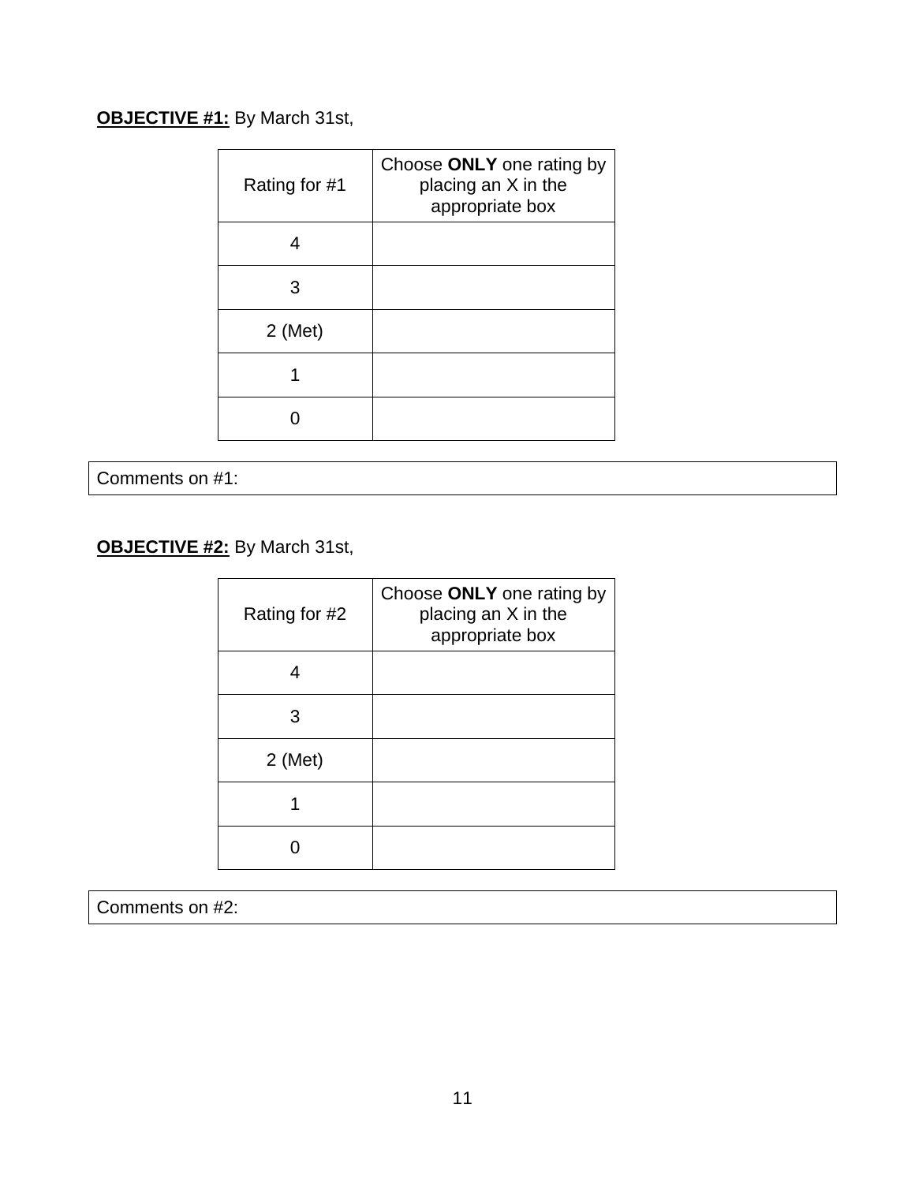**OBJECTIVE #1:** By March 31st,

| Rating for #1 | Choose **ONLY** one rating by placing an X in the appropriate box |
|---|---|
| 4 | |
| 3 | |
| 2 (Met) | |
| 1 | |
| 0 | |

| Comments on #1: |
|---|

**OBJECTIVE #2:** By March 31st,

| Rating for #2 | Choose **ONLY** one rating by placing an X in the appropriate box |
|---|---|
| 4 | |
| 3 | |
| 2 (Met) | |
| 1 | |
| 0 | |

| Comments on #2: |
|---|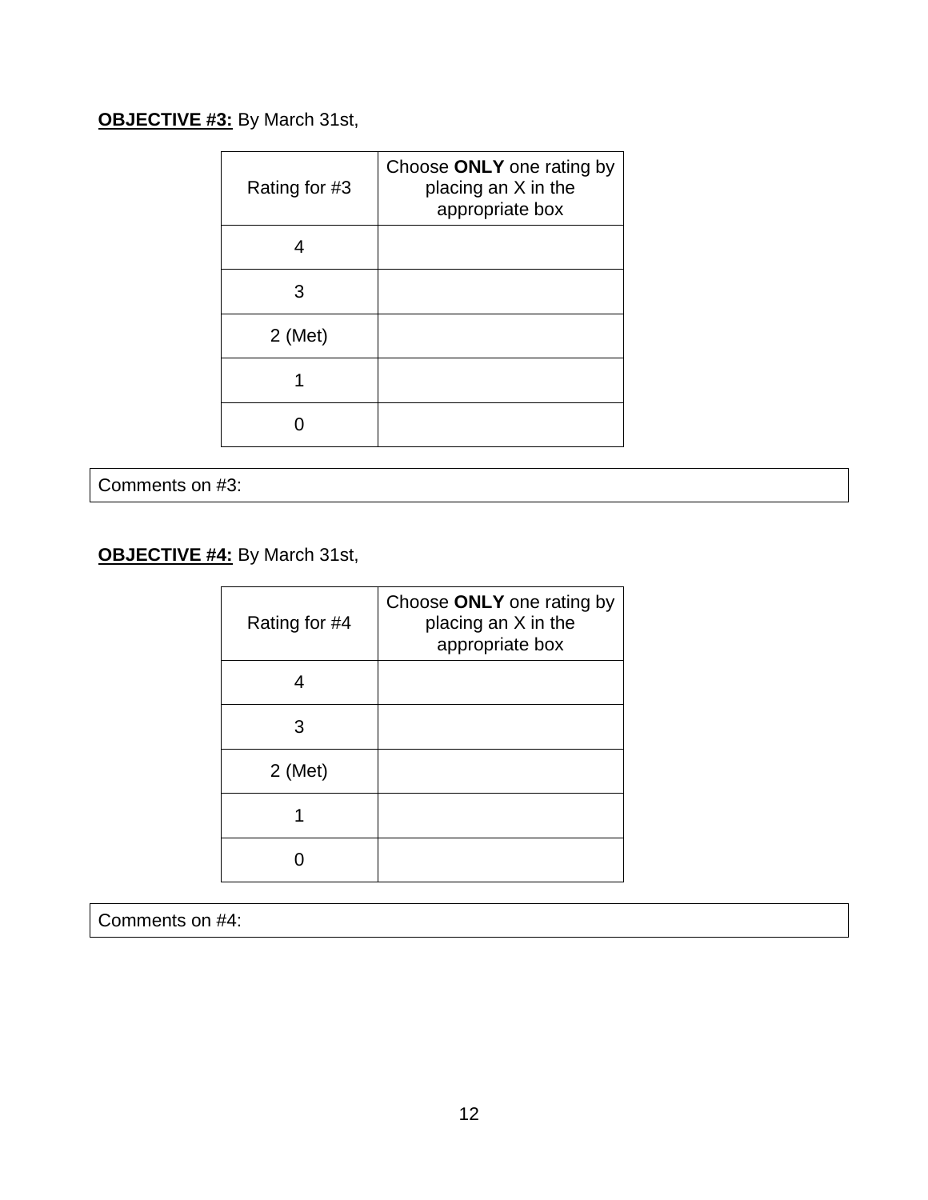**<u>OBJECTIVE #3:</u>** By March 31st,

| Rating for #3 | Choose **ONLY** one rating by placing an X in the appropriate box |
|---|---|
| 4 | |
| 3 | |
| 2 (Met) | |
| 1 | |
| 0 | |

| Comments on #3: |
|---|

**<u>OBJECTIVE #4:</u>** By March 31st,

| Rating for #4 | Choose **ONLY** one rating by placing an X in the appropriate box |
|---|---|
| 4 | |
| 3 | |
| 2 (Met) | |
| 1 | |
| 0 | |

| Comments on #4: |
|---|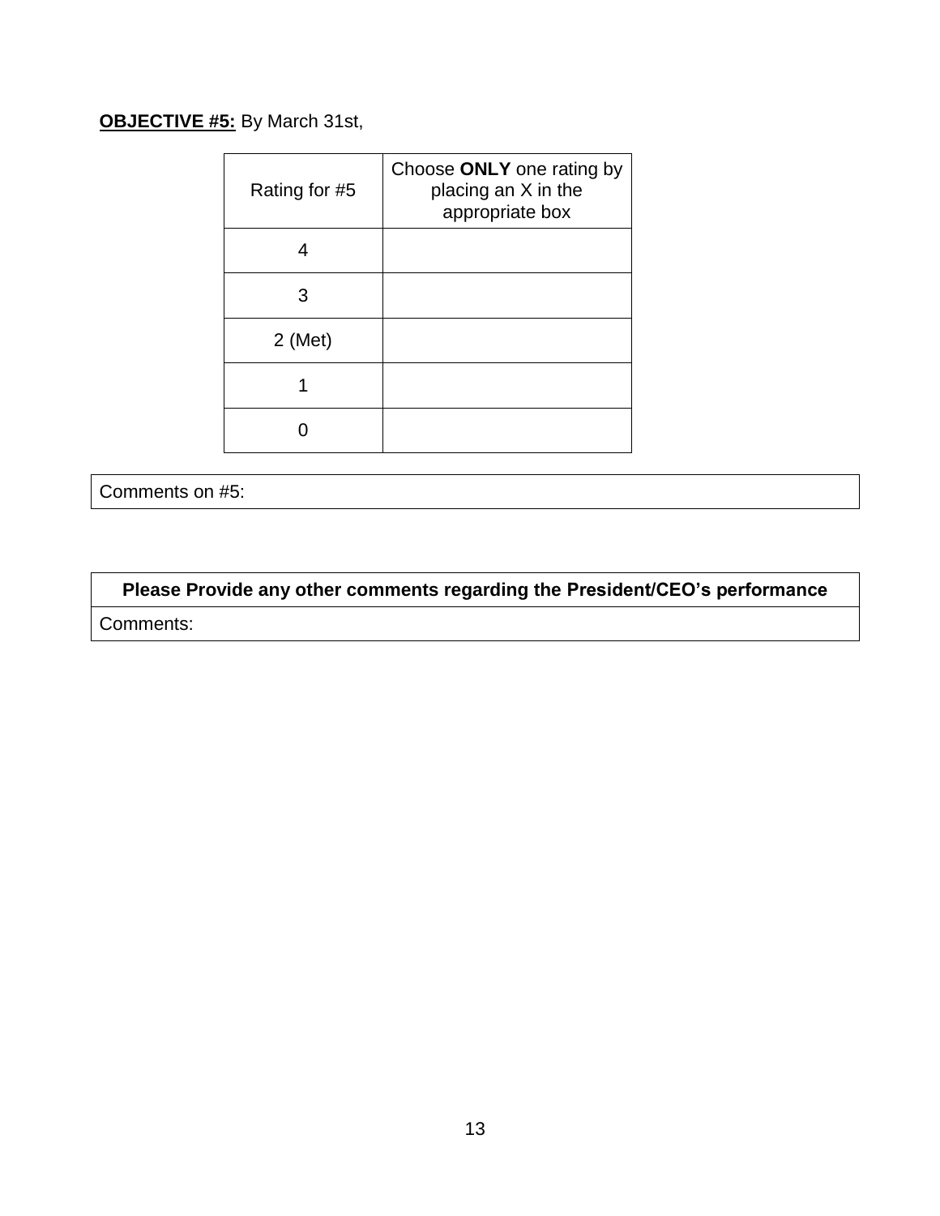<u>**OBJECTIVE #5:**</u> By March 31st,

| Rating for #5 | Choose **ONLY** one rating by placing an X in the appropriate box |
|---|---|
| 4 | |
| 3 | |
| 2 (Met) | |
| 1 | |
| 0 | |

| Comments on #5: |
|---|

| **Please Provide any other comments regarding the President/CEO's performance** |
|---|
| Comments: |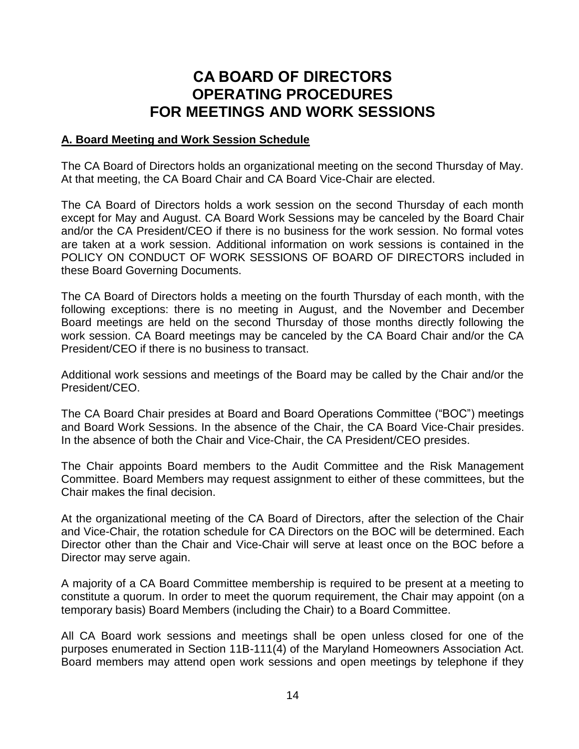# CA BOARD OF DIRECTORS OPERATING PROCEDURES FOR MEETINGS AND WORK SESSIONS

## A. Board Meeting and Work Session Schedule

The CA Board of Directors holds an organizational meeting on the second Thursday of May. At that meeting, the CA Board Chair and CA Board Vice-Chair are elected.

The CA Board of Directors holds a work session on the second Thursday of each month except for May and August. CA Board Work Sessions may be canceled by the Board Chair and/or the CA President/CEO if there is no business for the work session. No formal votes are taken at a work session. Additional information on work sessions is contained in the POLICY ON CONDUCT OF WORK SESSIONS OF BOARD OF DIRECTORS included in these Board Governing Documents.

The CA Board of Directors holds a meeting on the fourth Thursday of each month, with the following exceptions: there is no meeting in August, and the November and December Board meetings are held on the second Thursday of those months directly following the work session. CA Board meetings may be canceled by the CA Board Chair and/or the CA President/CEO if there is no business to transact.

Additional work sessions and meetings of the Board may be called by the Chair and/or the President/CEO.

The CA Board Chair presides at Board and Board Operations Committee ("BOC") meetings and Board Work Sessions. In the absence of the Chair, the CA Board Vice-Chair presides. In the absence of both the Chair and Vice-Chair, the CA President/CEO presides.

The Chair appoints Board members to the Audit Committee and the Risk Management Committee. Board Members may request assignment to either of these committees, but the Chair makes the final decision.

At the organizational meeting of the CA Board of Directors, after the selection of the Chair and Vice-Chair, the rotation schedule for CA Directors on the BOC will be determined. Each Director other than the Chair and Vice-Chair will serve at least once on the BOC before a Director may serve again.

A majority of a CA Board Committee membership is required to be present at a meeting to constitute a quorum. In order to meet the quorum requirement, the Chair may appoint (on a temporary basis) Board Members (including the Chair) to a Board Committee.

All CA Board work sessions and meetings shall be open unless closed for one of the purposes enumerated in Section 11B-111(4) of the Maryland Homeowners Association Act. Board members may attend open work sessions and open meetings by telephone if they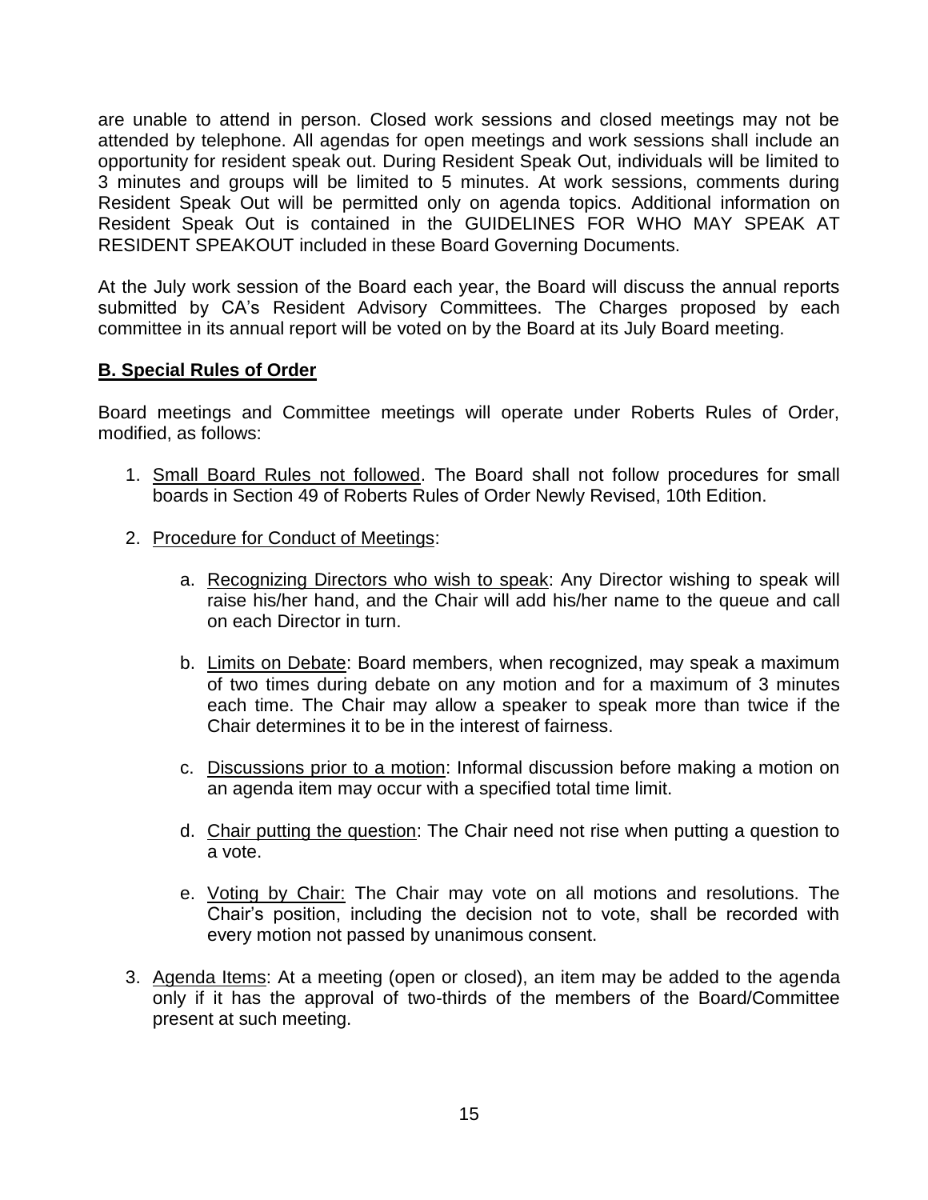are unable to attend in person. Closed work sessions and closed meetings may not be attended by telephone. All agendas for open meetings and work sessions shall include an opportunity for resident speak out. During Resident Speak Out, individuals will be limited to 3 minutes and groups will be limited to 5 minutes. At work sessions, comments during Resident Speak Out will be permitted only on agenda topics. Additional information on Resident Speak Out is contained in the GUIDELINES FOR WHO MAY SPEAK AT RESIDENT SPEAKOUT included in these Board Governing Documents.

At the July work session of the Board each year, the Board will discuss the annual reports submitted by CA's Resident Advisory Committees. The Charges proposed by each committee in its annual report will be voted on by the Board at its July Board meeting.

## B. Special Rules of Order

Board meetings and Committee meetings will operate under Roberts Rules of Order, modified, as follows:

1. Small Board Rules not followed. The Board shall not follow procedures for small boards in Section 49 of Roberts Rules of Order Newly Revised, 10th Edition.

2. Procedure for Conduct of Meetings:

   a. Recognizing Directors who wish to speak: Any Director wishing to speak will raise his/her hand, and the Chair will add his/her name to the queue and call on each Director in turn.

   b. Limits on Debate: Board members, when recognized, may speak a maximum of two times during debate on any motion and for a maximum of 3 minutes each time. The Chair may allow a speaker to speak more than twice if the Chair determines it to be in the interest of fairness.

   c. Discussions prior to a motion: Informal discussion before making a motion on an agenda item may occur with a specified total time limit.

   d. Chair putting the question: The Chair need not rise when putting a question to a vote.

   e. Voting by Chair: The Chair may vote on all motions and resolutions. The Chair's position, including the decision not to vote, shall be recorded with every motion not passed by unanimous consent.

3. Agenda Items: At a meeting (open or closed), an item may be added to the agenda only if it has the approval of two-thirds of the members of the Board/Committee present at such meeting.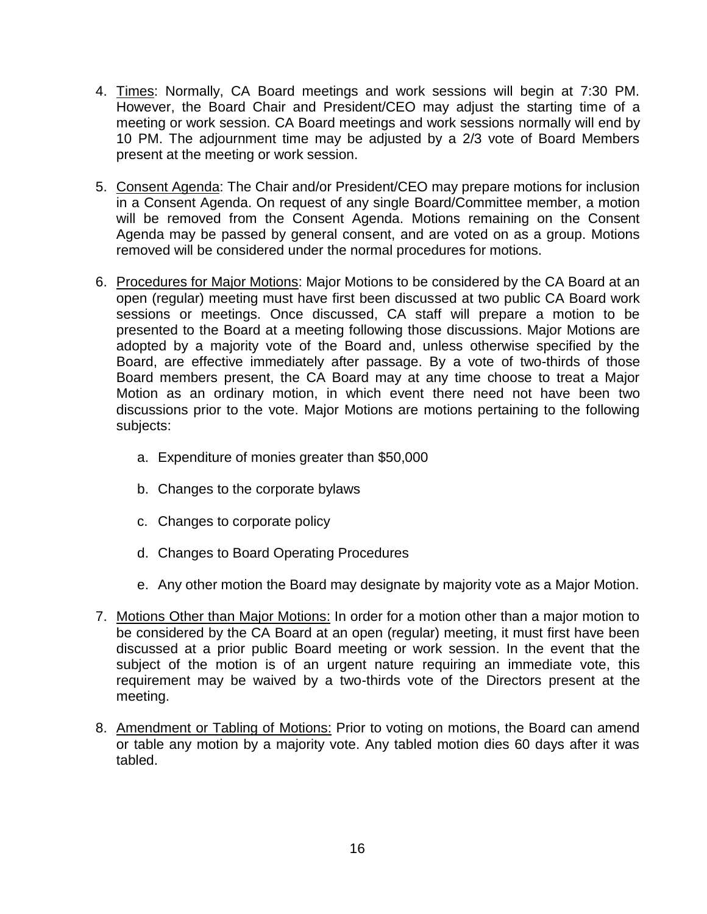4. <u>Times</u>: Normally, CA Board meetings and work sessions will begin at 7:30 PM. However, the Board Chair and President/CEO may adjust the starting time of a meeting or work session. CA Board meetings and work sessions normally will end by 10 PM. The adjournment time may be adjusted by a 2/3 vote of Board Members present at the meeting or work session.

5. <u>Consent Agenda</u>: The Chair and/or President/CEO may prepare motions for inclusion in a Consent Agenda. On request of any single Board/Committee member, a motion will be removed from the Consent Agenda. Motions remaining on the Consent Agenda may be passed by general consent, and are voted on as a group. Motions removed will be considered under the normal procedures for motions.

6. <u>Procedures for Major Motions</u>: Major Motions to be considered by the CA Board at an open (regular) meeting must have first been discussed at two public CA Board work sessions or meetings. Once discussed, CA staff will prepare a motion to be presented to the Board at a meeting following those discussions. Major Motions are adopted by a majority vote of the Board and, unless otherwise specified by the Board, are effective immediately after passage. By a vote of two-thirds of those Board members present, the CA Board may at any time choose to treat a Major Motion as an ordinary motion, in which event there need not have been two discussions prior to the vote. Major Motions are motions pertaining to the following subjects:

   a. Expenditure of monies greater than $50,000

   b. Changes to the corporate bylaws

   c. Changes to corporate policy

   d. Changes to Board Operating Procedures

   e. Any other motion the Board may designate by majority vote as a Major Motion.

7. <u>Motions Other than Major Motions:</u> In order for a motion other than a major motion to be considered by the CA Board at an open (regular) meeting, it must first have been discussed at a prior public Board meeting or work session. In the event that the subject of the motion is of an urgent nature requiring an immediate vote, this requirement may be waived by a two-thirds vote of the Directors present at the meeting.

8. <u>Amendment or Tabling of Motions:</u> Prior to voting on motions, the Board can amend or table any motion by a majority vote. Any tabled motion dies 60 days after it was tabled.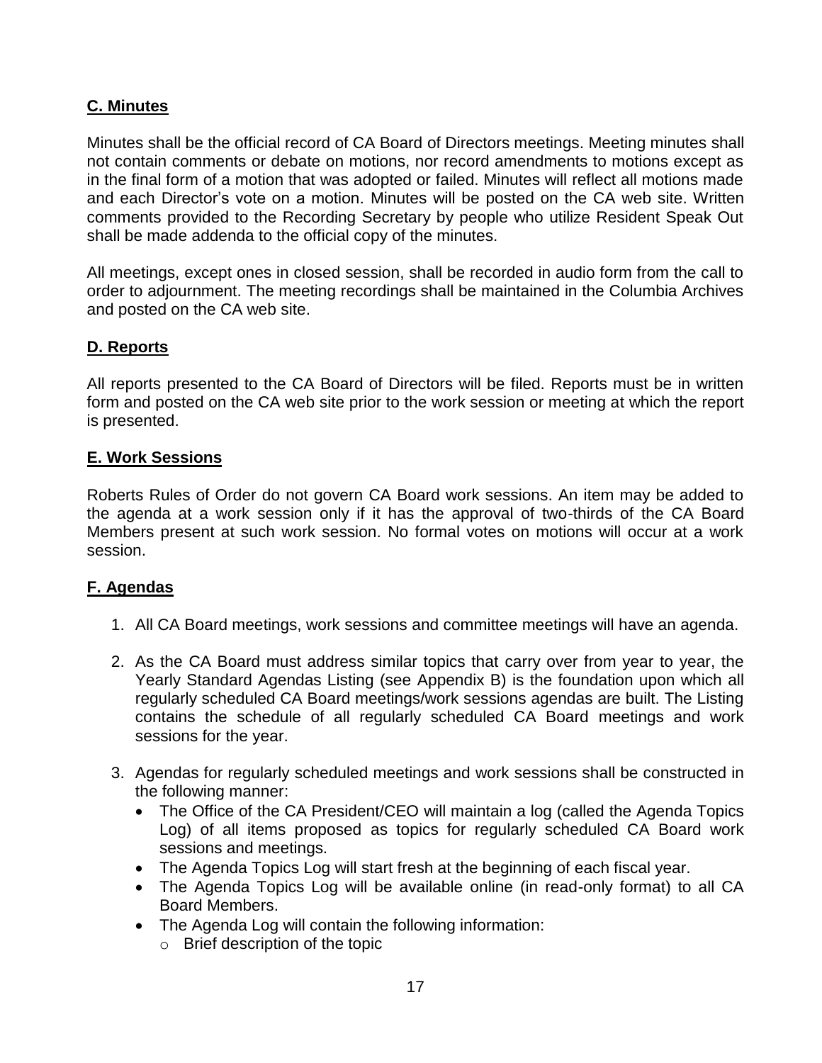## C. Minutes

Minutes shall be the official record of CA Board of Directors meetings. Meeting minutes shall not contain comments or debate on motions, nor record amendments to motions except as in the final form of a motion that was adopted or failed. Minutes will reflect all motions made and each Director's vote on a motion. Minutes will be posted on the CA web site. Written comments provided to the Recording Secretary by people who utilize Resident Speak Out shall be made addenda to the official copy of the minutes.

All meetings, except ones in closed session, shall be recorded in audio form from the call to order to adjournment. The meeting recordings shall be maintained in the Columbia Archives and posted on the CA web site.

## D. Reports

All reports presented to the CA Board of Directors will be filed. Reports must be in written form and posted on the CA web site prior to the work session or meeting at which the report is presented.

## E. Work Sessions

Roberts Rules of Order do not govern CA Board work sessions. An item may be added to the agenda at a work session only if it has the approval of two-thirds of the CA Board Members present at such work session. No formal votes on motions will occur at a work session.

## F. Agendas

1. All CA Board meetings, work sessions and committee meetings will have an agenda.
2. As the CA Board must address similar topics that carry over from year to year, the Yearly Standard Agendas Listing (see Appendix B) is the foundation upon which all regularly scheduled CA Board meetings/work sessions agendas are built. The Listing contains the schedule of all regularly scheduled CA Board meetings and work sessions for the year.
3. Agendas for regularly scheduled meetings and work sessions shall be constructed in the following manner:
   - The Office of the CA President/CEO will maintain a log (called the Agenda Topics Log) of all items proposed as topics for regularly scheduled CA Board work sessions and meetings.
   - The Agenda Topics Log will start fresh at the beginning of each fiscal year.
   - The Agenda Topics Log will be available online (in read-only format) to all CA Board Members.
   - The Agenda Log will contain the following information:
     - Brief description of the topic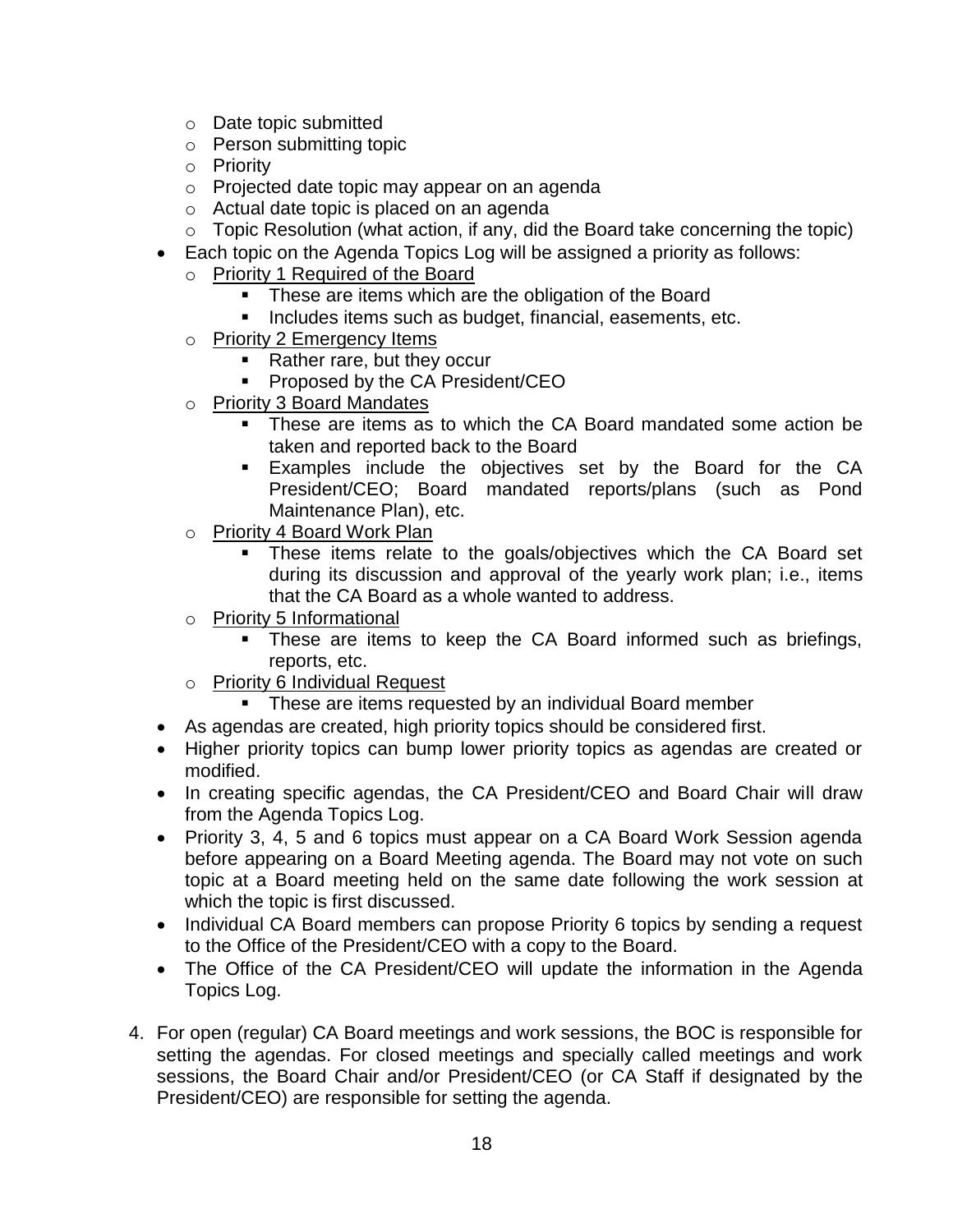- Date topic submitted
   - Person submitting topic
   - Priority
   - Projected date topic may appear on an agenda
   - Actual date topic is placed on an agenda
   - Topic Resolution (what action, if any, did the Board take concerning the topic)
- Each topic on the Agenda Topics Log will be assigned a priority as follows:
   - <u>Priority 1 Required of the Board</u>
      - These are items which are the obligation of the Board
      - Includes items such as budget, financial, easements, etc.
   - <u>Priority 2 Emergency Items</u>
      - Rather rare, but they occur
      - Proposed by the CA President/CEO
   - <u>Priority 3 Board Mandates</u>
      - These are items as to which the CA Board mandated some action be taken and reported back to the Board
      - Examples include the objectives set by the Board for the CA President/CEO; Board mandated reports/plans (such as Pond Maintenance Plan), etc.
   - <u>Priority 4 Board Work Plan</u>
      - These items relate to the goals/objectives which the CA Board set during its discussion and approval of the yearly work plan; i.e., items that the CA Board as a whole wanted to address.
   - <u>Priority 5 Informational</u>
      - These are items to keep the CA Board informed such as briefings, reports, etc.
   - <u>Priority 6 Individual Request</u>
      - These are items requested by an individual Board member
- As agendas are created, high priority topics should be considered first.
- Higher priority topics can bump lower priority topics as agendas are created or modified.
- In creating specific agendas, the CA President/CEO and Board Chair will draw from the Agenda Topics Log.
- Priority 3, 4, 5 and 6 topics must appear on a CA Board Work Session agenda before appearing on a Board Meeting agenda. The Board may not vote on such topic at a Board meeting held on the same date following the work session at which the topic is first discussed.
- Individual CA Board members can propose Priority 6 topics by sending a request to the Office of the President/CEO with a copy to the Board.
- The Office of the CA President/CEO will update the information in the Agenda Topics Log.

4. For open (regular) CA Board meetings and work sessions, the BOC is responsible for setting the agendas. For closed meetings and specially called meetings and work sessions, the Board Chair and/or President/CEO (or CA Staff if designated by the President/CEO) are responsible for setting the agenda.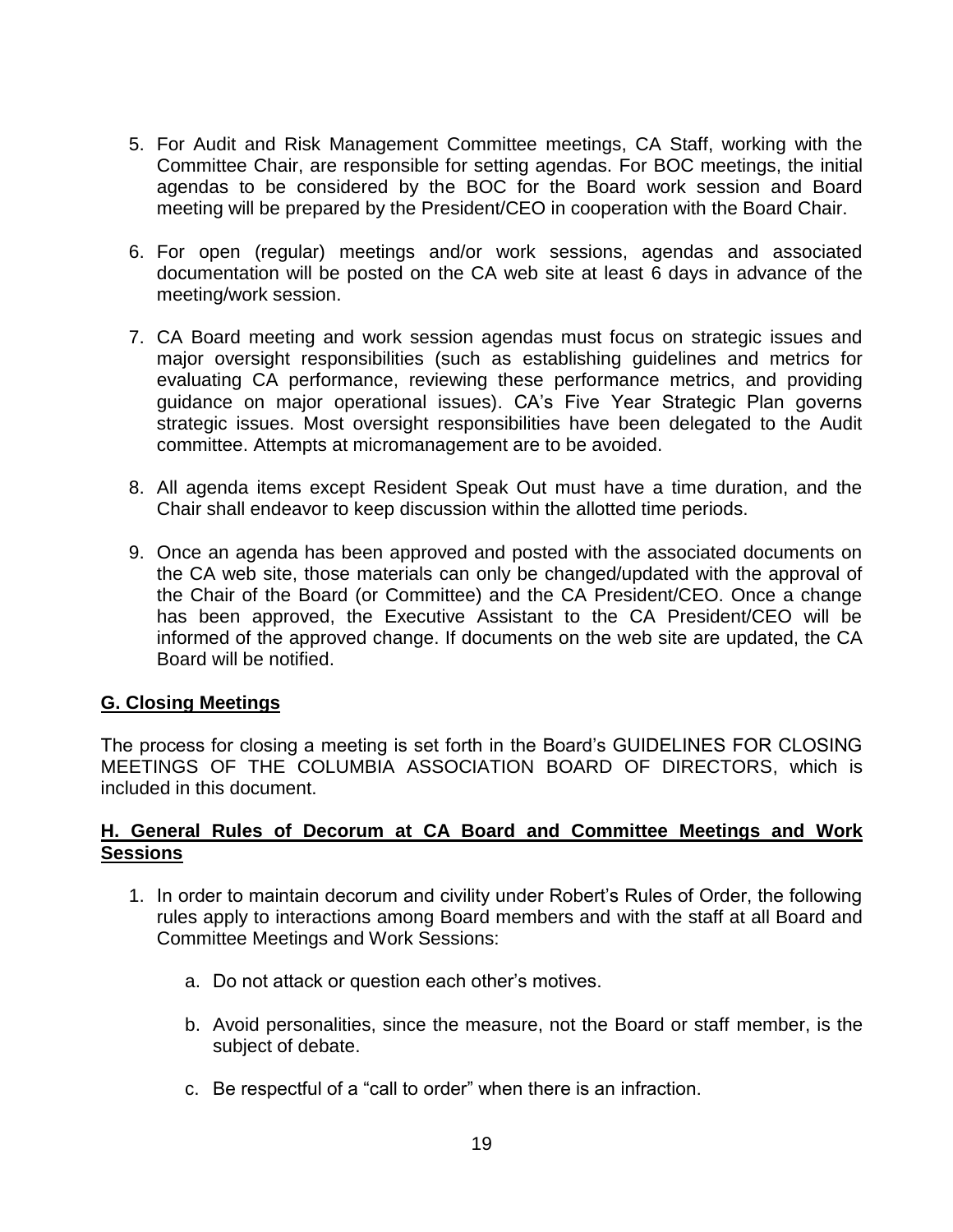5. For Audit and Risk Management Committee meetings, CA Staff, working with the Committee Chair, are responsible for setting agendas. For BOC meetings, the initial agendas to be considered by the BOC for the Board work session and Board meeting will be prepared by the President/CEO in cooperation with the Board Chair.

6. For open (regular) meetings and/or work sessions, agendas and associated documentation will be posted on the CA web site at least 6 days in advance of the meeting/work session.

7. CA Board meeting and work session agendas must focus on strategic issues and major oversight responsibilities (such as establishing guidelines and metrics for evaluating CA performance, reviewing these performance metrics, and providing guidance on major operational issues). CA's Five Year Strategic Plan governs strategic issues. Most oversight responsibilities have been delegated to the Audit committee. Attempts at micromanagement are to be avoided.

8. All agenda items except Resident Speak Out must have a time duration, and the Chair shall endeavor to keep discussion within the allotted time periods.

9. Once an agenda has been approved and posted with the associated documents on the CA web site, those materials can only be changed/updated with the approval of the Chair of the Board (or Committee) and the CA President/CEO. Once a change has been approved, the Executive Assistant to the CA President/CEO will be informed of the approved change. If documents on the web site are updated, the CA Board will be notified.

## G. Closing Meetings

The process for closing a meeting is set forth in the Board's GUIDELINES FOR CLOSING MEETINGS OF THE COLUMBIA ASSOCIATION BOARD OF DIRECTORS, which is included in this document.

## H. General Rules of Decorum at CA Board and Committee Meetings and Work Sessions

1. In order to maintain decorum and civility under Robert's Rules of Order, the following rules apply to interactions among Board members and with the staff at all Board and Committee Meetings and Work Sessions:

   a. Do not attack or question each other's motives.

   b. Avoid personalities, since the measure, not the Board or staff member, is the subject of debate.

   c. Be respectful of a "call to order" when there is an infraction.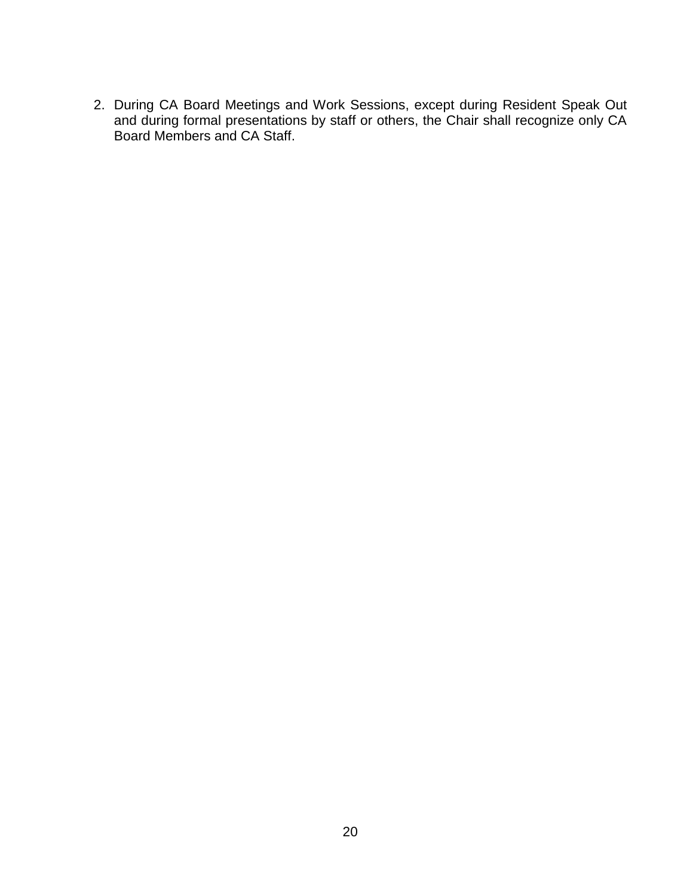2. During CA Board Meetings and Work Sessions, except during Resident Speak Out and during formal presentations by staff or others, the Chair shall recognize only CA Board Members and CA Staff.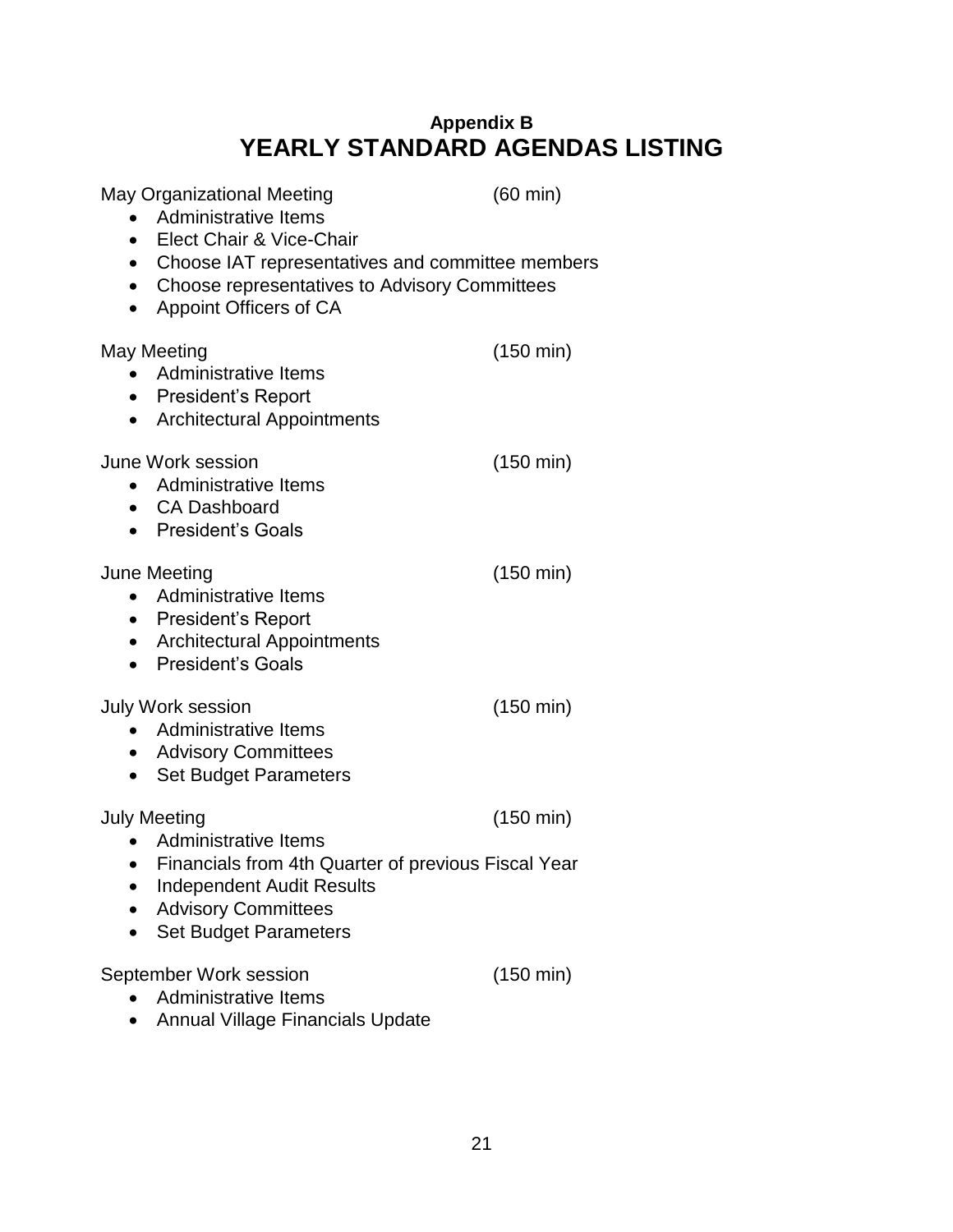**Appendix B**

# YEARLY STANDARD AGENDAS LISTING

May Organizational Meeting (60 min)

- Administrative Items
- Elect Chair & Vice-Chair
- Choose IAT representatives and committee members
- Choose representatives to Advisory Committees
- Appoint Officers of CA

May Meeting (150 min)

- Administrative Items
- President's Report
- Architectural Appointments

June Work session (150 min)

- Administrative Items
- CA Dashboard
- President's Goals

June Meeting (150 min)

- Administrative Items
- President's Report
- Architectural Appointments
- President's Goals

July Work session (150 min)

- Administrative Items
- Advisory Committees
- Set Budget Parameters

July Meeting (150 min)

- Administrative Items
- Financials from 4th Quarter of previous Fiscal Year
- Independent Audit Results
- Advisory Committees
- Set Budget Parameters

September Work session (150 min)

- Administrative Items
- Annual Village Financials Update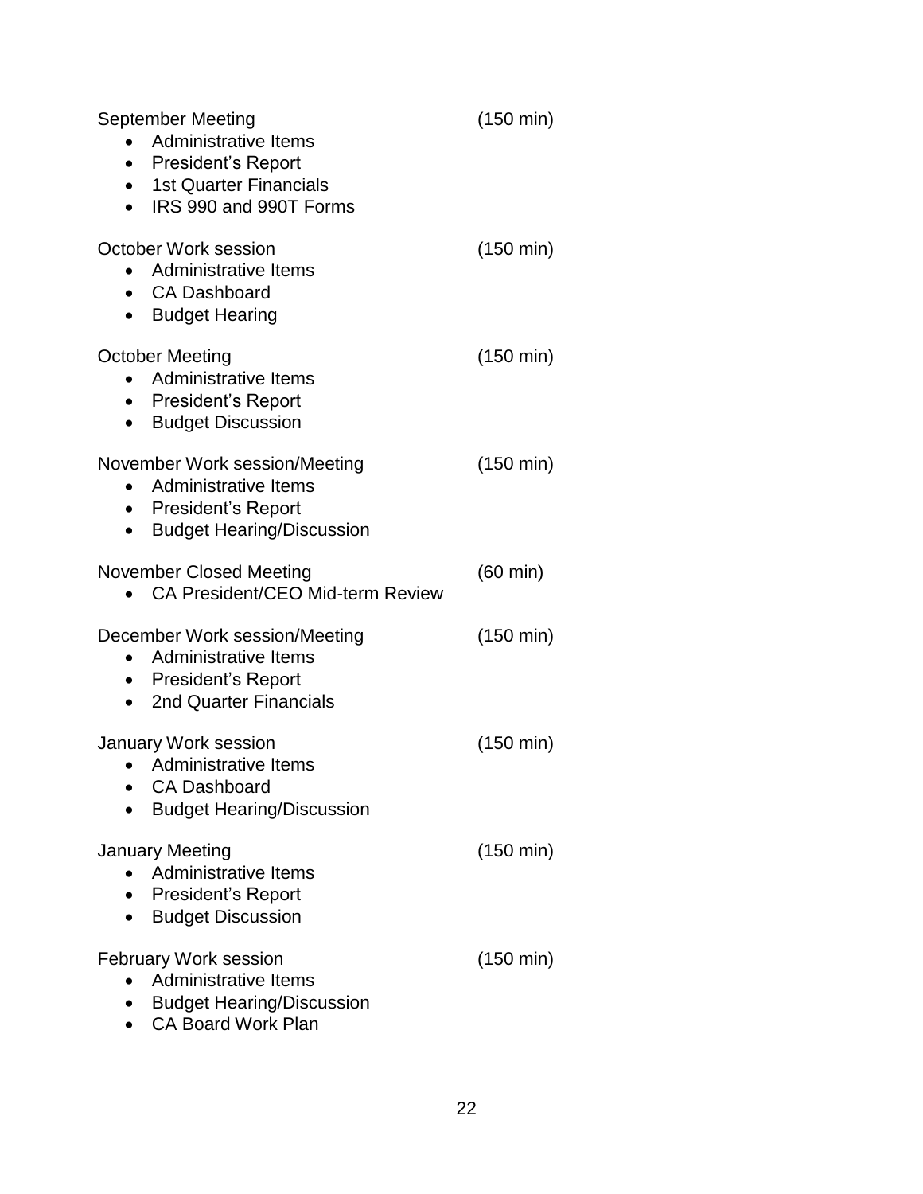September Meeting (150 min)

- Administrative Items
- President's Report
- 1st Quarter Financials
- IRS 990 and 990T Forms

October Work session (150 min)

- Administrative Items
- CA Dashboard
- Budget Hearing

October Meeting (150 min)

- Administrative Items
- President's Report
- Budget Discussion

November Work session/Meeting (150 min)

- Administrative Items
- President's Report
- Budget Hearing/Discussion

November Closed Meeting (60 min)

- CA President/CEO Mid-term Review

December Work session/Meeting (150 min)

- Administrative Items
- President's Report
- 2nd Quarter Financials

January Work session (150 min)

- Administrative Items
- CA Dashboard
- Budget Hearing/Discussion

January Meeting (150 min)

- Administrative Items
- President's Report
- Budget Discussion

February Work session (150 min)

- Administrative Items
- Budget Hearing/Discussion
- CA Board Work Plan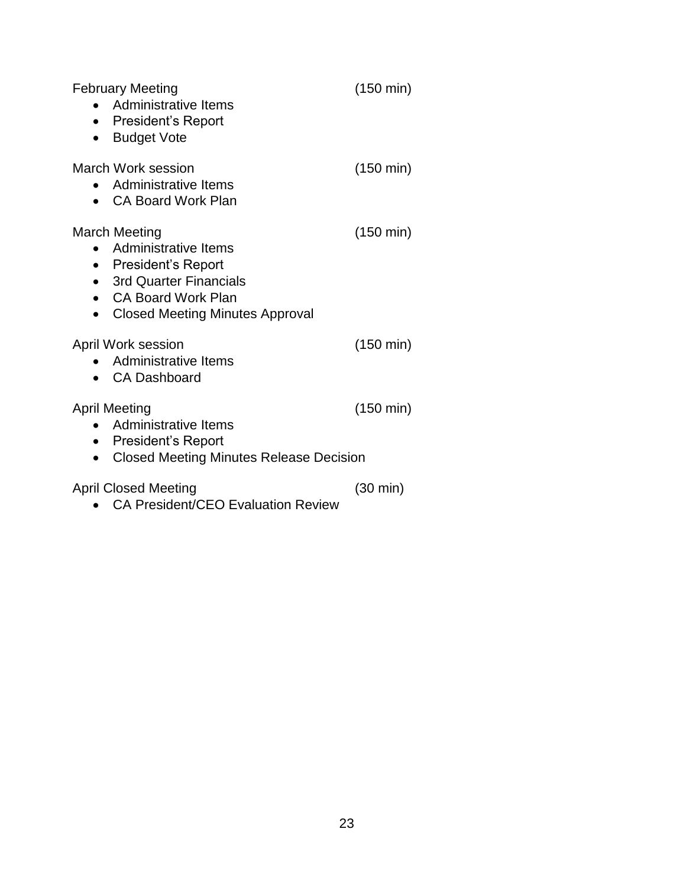February Meeting (150 min)

- Administrative Items
- President's Report
- Budget Vote

March Work session (150 min)

- Administrative Items
- CA Board Work Plan

March Meeting (150 min)

- Administrative Items
- President's Report
- 3rd Quarter Financials
- CA Board Work Plan
- Closed Meeting Minutes Approval

April Work session (150 min)

- Administrative Items
- CA Dashboard

April Meeting (150 min)

- Administrative Items
- President's Report
- Closed Meeting Minutes Release Decision

April Closed Meeting (30 min)

- CA President/CEO Evaluation Review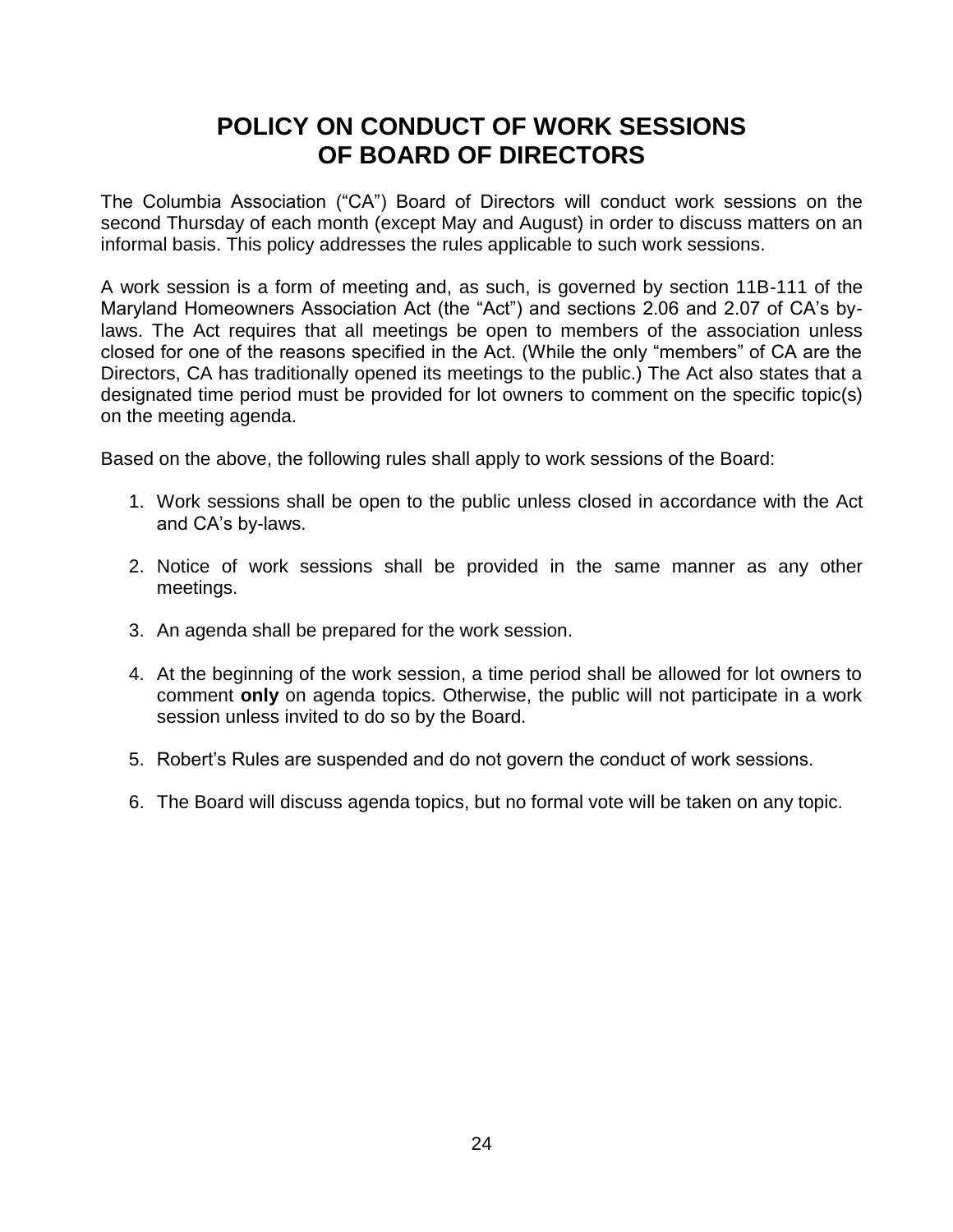# POLICY ON CONDUCT OF WORK SESSIONS OF BOARD OF DIRECTORS

The Columbia Association ("CA") Board of Directors will conduct work sessions on the second Thursday of each month (except May and August) in order to discuss matters on an informal basis. This policy addresses the rules applicable to such work sessions.

A work session is a form of meeting and, as such, is governed by section 11B-111 of the Maryland Homeowners Association Act (the "Act") and sections 2.06 and 2.07 of CA's by-laws. The Act requires that all meetings be open to members of the association unless closed for one of the reasons specified in the Act. (While the only "members" of CA are the Directors, CA has traditionally opened its meetings to the public.) The Act also states that a designated time period must be provided for lot owners to comment on the specific topic(s) on the meeting agenda.

Based on the above, the following rules shall apply to work sessions of the Board:

1. Work sessions shall be open to the public unless closed in accordance with the Act and CA's by-laws.

2. Notice of work sessions shall be provided in the same manner as any other meetings.

3. An agenda shall be prepared for the work session.

4. At the beginning of the work session, a time period shall be allowed for lot owners to comment **only** on agenda topics. Otherwise, the public will not participate in a work session unless invited to do so by the Board.

5. Robert's Rules are suspended and do not govern the conduct of work sessions.

6. The Board will discuss agenda topics, but no formal vote will be taken on any topic.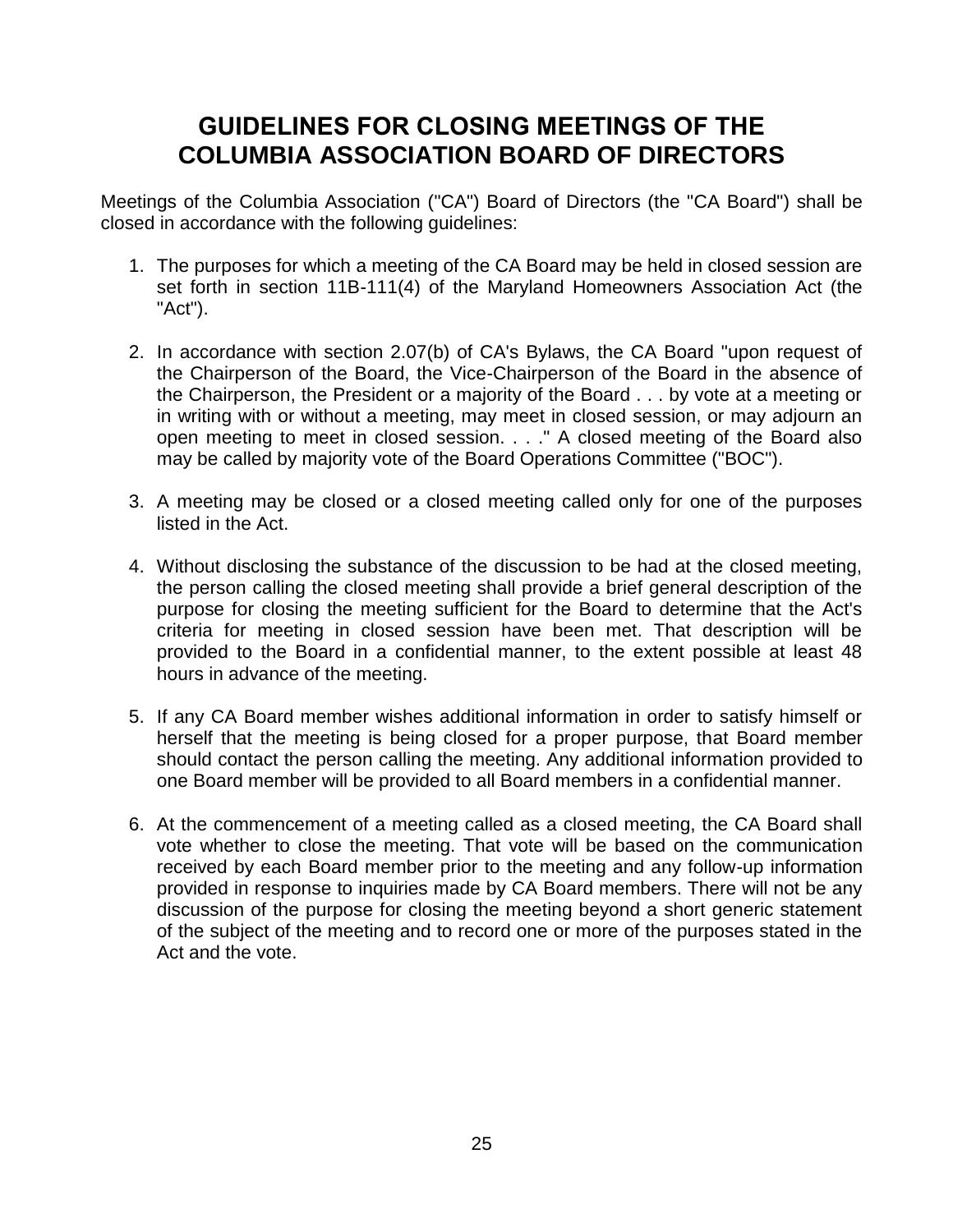# GUIDELINES FOR CLOSING MEETINGS OF THE COLUMBIA ASSOCIATION BOARD OF DIRECTORS

Meetings of the Columbia Association ("CA") Board of Directors (the "CA Board") shall be closed in accordance with the following guidelines:

1. The purposes for which a meeting of the CA Board may be held in closed session are set forth in section 11B-111(4) of the Maryland Homeowners Association Act (the "Act").

2. In accordance with section 2.07(b) of CA's Bylaws, the CA Board "upon request of the Chairperson of the Board, the Vice-Chairperson of the Board in the absence of the Chairperson, the President or a majority of the Board . . . by vote at a meeting or in writing with or without a meeting, may meet in closed session, or may adjourn an open meeting to meet in closed session. . . ." A closed meeting of the Board also may be called by majority vote of the Board Operations Committee ("BOC").

3. A meeting may be closed or a closed meeting called only for one of the purposes listed in the Act.

4. Without disclosing the substance of the discussion to be had at the closed meeting, the person calling the closed meeting shall provide a brief general description of the purpose for closing the meeting sufficient for the Board to determine that the Act's criteria for meeting in closed session have been met. That description will be provided to the Board in a confidential manner, to the extent possible at least 48 hours in advance of the meeting.

5. If any CA Board member wishes additional information in order to satisfy himself or herself that the meeting is being closed for a proper purpose, that Board member should contact the person calling the meeting. Any additional information provided to one Board member will be provided to all Board members in a confidential manner.

6. At the commencement of a meeting called as a closed meeting, the CA Board shall vote whether to close the meeting. That vote will be based on the communication received by each Board member prior to the meeting and any follow-up information provided in response to inquiries made by CA Board members. There will not be any discussion of the purpose for closing the meeting beyond a short generic statement of the subject of the meeting and to record one or more of the purposes stated in the Act and the vote.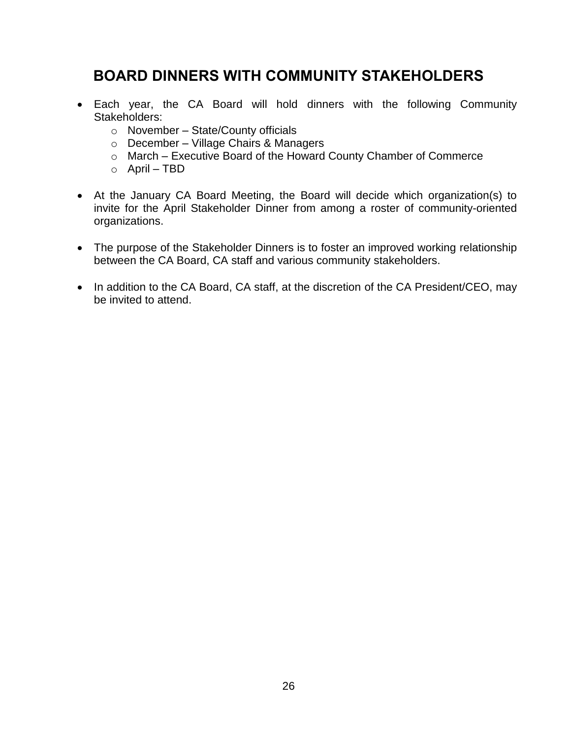# BOARD DINNERS WITH COMMUNITY STAKEHOLDERS

- Each year, the CA Board will hold dinners with the following Community Stakeholders:
  - November – State/County officials
  - December – Village Chairs & Managers
  - March – Executive Board of the Howard County Chamber of Commerce
  - April – TBD

- At the January CA Board Meeting, the Board will decide which organization(s) to invite for the April Stakeholder Dinner from among a roster of community-oriented organizations.

- The purpose of the Stakeholder Dinners is to foster an improved working relationship between the CA Board, CA staff and various community stakeholders.

- In addition to the CA Board, CA staff, at the discretion of the CA President/CEO, may be invited to attend.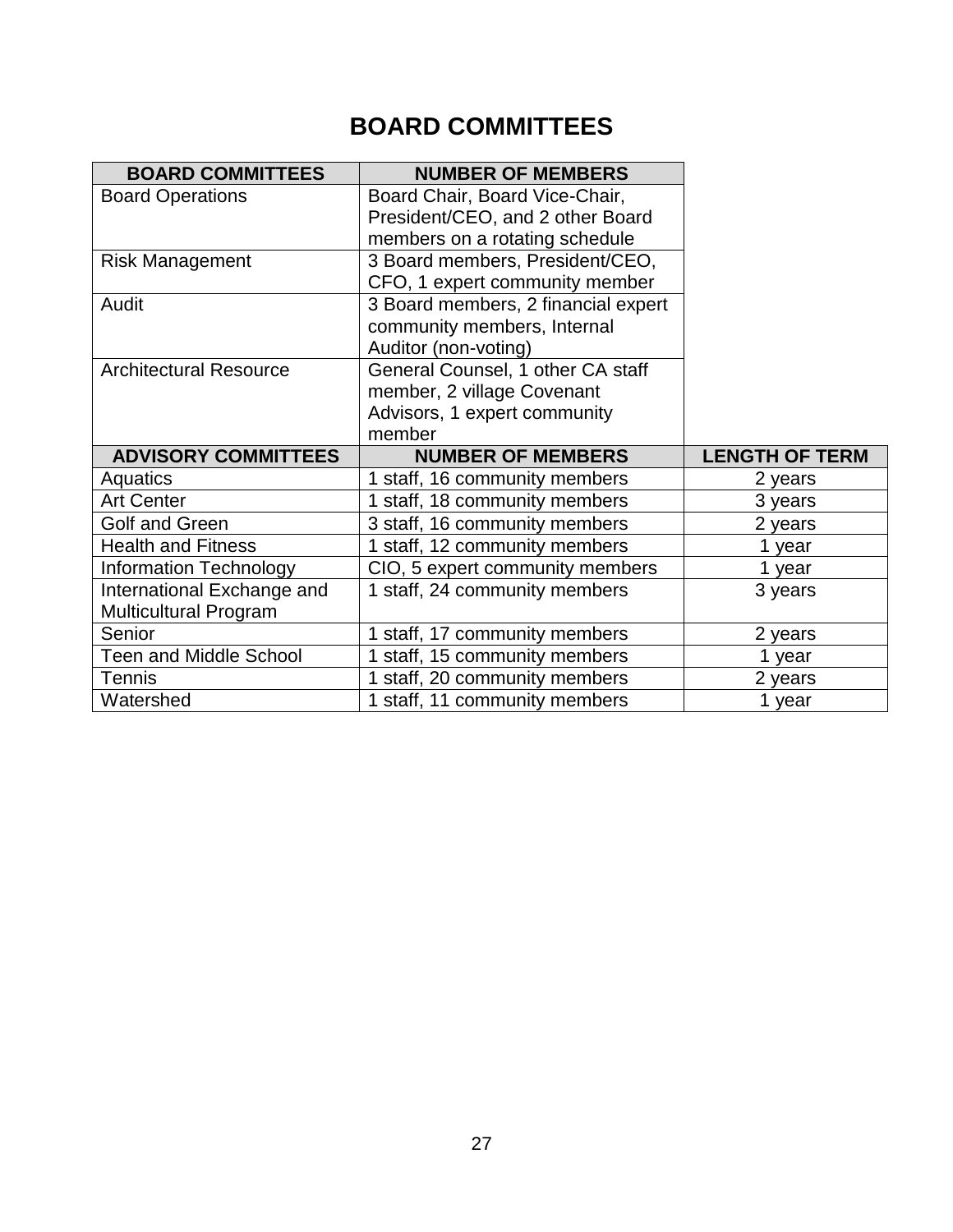# BOARD COMMITTEES

| BOARD COMMITTEES | NUMBER OF MEMBERS | |
|---|---|---|
| Board Operations | Board Chair, Board Vice-Chair, President/CEO, and 2 other Board members on a rotating schedule | |
| Risk Management | 3 Board members, President/CEO, CFO, 1 expert community member | |
| Audit | 3 Board members, 2 financial expert community members, Internal Auditor (non-voting) | |
| Architectural Resource | General Counsel, 1 other CA staff member, 2 village Covenant Advisors, 1 expert community member | |
| **ADVISORY COMMITTEES** | **NUMBER OF MEMBERS** | **LENGTH OF TERM** |
| Aquatics | 1 staff, 16 community members | 2 years |
| Art Center | 1 staff, 18 community members | 3 years |
| Golf and Green | 3 staff, 16 community members | 2 years |
| Health and Fitness | 1 staff, 12 community members | 1 year |
| Information Technology | CIO, 5 expert community members | 1 year |
| International Exchange and Multicultural Program | 1 staff, 24 community members | 3 years |
| Senior | 1 staff, 17 community members | 2 years |
| Teen and Middle School | 1 staff, 15 community members | 1 year |
| Tennis | 1 staff, 20 community members | 2 years |
| Watershed | 1 staff, 11 community members | 1 year |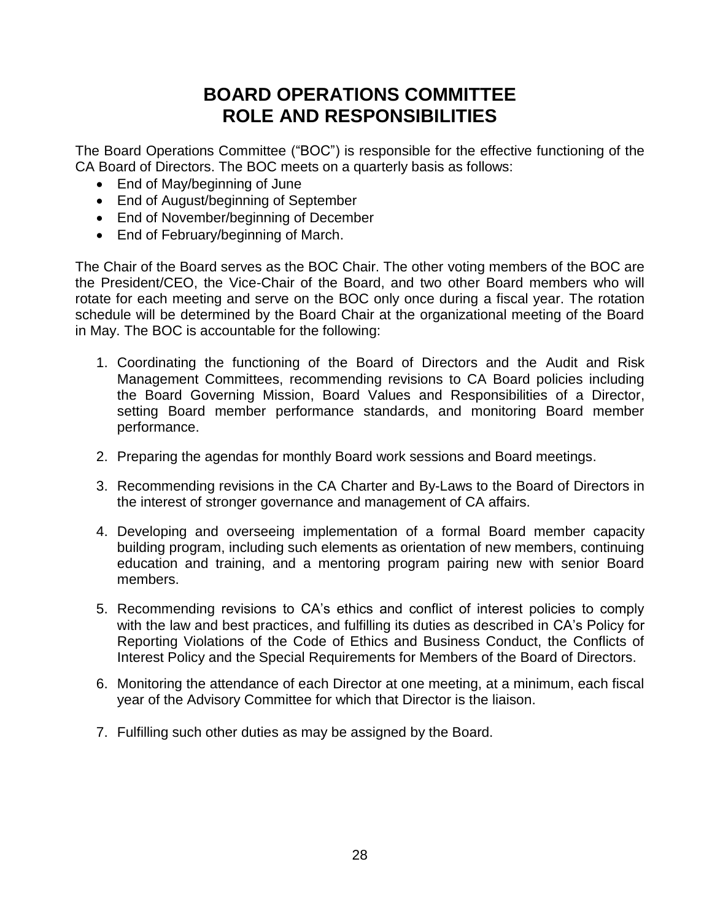# BOARD OPERATIONS COMMITTEE
# ROLE AND RESPONSIBILITIES

The Board Operations Committee ("BOC") is responsible for the effective functioning of the CA Board of Directors. The BOC meets on a quarterly basis as follows:

- End of May/beginning of June
- End of August/beginning of September
- End of November/beginning of December
- End of February/beginning of March.

The Chair of the Board serves as the BOC Chair. The other voting members of the BOC are the President/CEO, the Vice-Chair of the Board, and two other Board members who will rotate for each meeting and serve on the BOC only once during a fiscal year. The rotation schedule will be determined by the Board Chair at the organizational meeting of the Board in May. The BOC is accountable for the following:

1. Coordinating the functioning of the Board of Directors and the Audit and Risk Management Committees, recommending revisions to CA Board policies including the Board Governing Mission, Board Values and Responsibilities of a Director, setting Board member performance standards, and monitoring Board member performance.

2. Preparing the agendas for monthly Board work sessions and Board meetings.

3. Recommending revisions in the CA Charter and By-Laws to the Board of Directors in the interest of stronger governance and management of CA affairs.

4. Developing and overseeing implementation of a formal Board member capacity building program, including such elements as orientation of new members, continuing education and training, and a mentoring program pairing new with senior Board members.

5. Recommending revisions to CA's ethics and conflict of interest policies to comply with the law and best practices, and fulfilling its duties as described in CA's Policy for Reporting Violations of the Code of Ethics and Business Conduct, the Conflicts of Interest Policy and the Special Requirements for Members of the Board of Directors.

6. Monitoring the attendance of each Director at one meeting, at a minimum, each fiscal year of the Advisory Committee for which that Director is the liaison.

7. Fulfilling such other duties as may be assigned by the Board.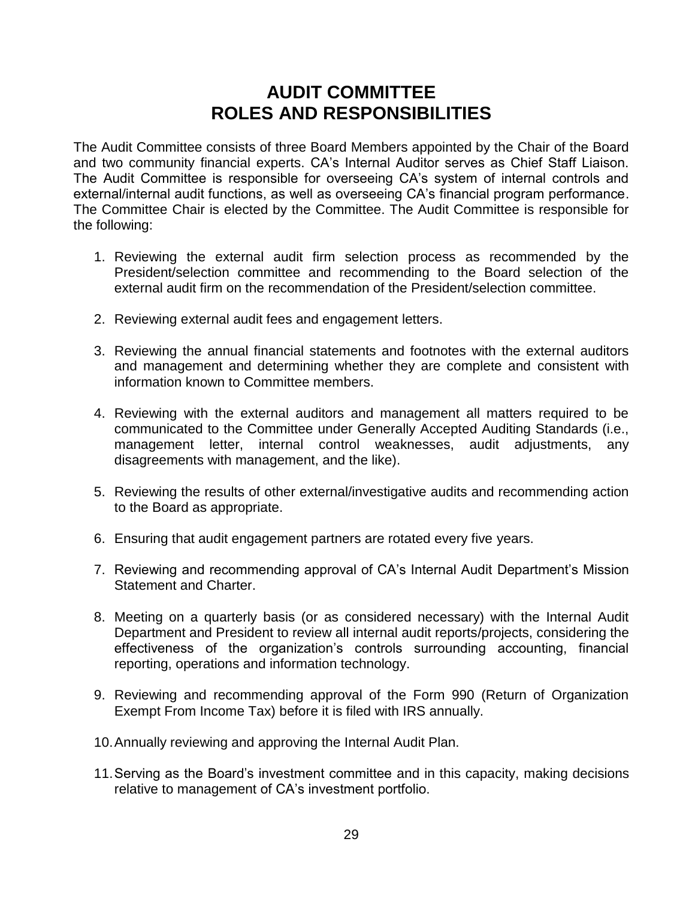# AUDIT COMMITTEE ROLES AND RESPONSIBILITIES

The Audit Committee consists of three Board Members appointed by the Chair of the Board and two community financial experts. CA's Internal Auditor serves as Chief Staff Liaison. The Audit Committee is responsible for overseeing CA's system of internal controls and external/internal audit functions, as well as overseeing CA's financial program performance. The Committee Chair is elected by the Committee. The Audit Committee is responsible for the following:

1. Reviewing the external audit firm selection process as recommended by the President/selection committee and recommending to the Board selection of the external audit firm on the recommendation of the President/selection committee.

2. Reviewing external audit fees and engagement letters.

3. Reviewing the annual financial statements and footnotes with the external auditors and management and determining whether they are complete and consistent with information known to Committee members.

4. Reviewing with the external auditors and management all matters required to be communicated to the Committee under Generally Accepted Auditing Standards (i.e., management letter, internal control weaknesses, audit adjustments, any disagreements with management, and the like).

5. Reviewing the results of other external/investigative audits and recommending action to the Board as appropriate.

6. Ensuring that audit engagement partners are rotated every five years.

7. Reviewing and recommending approval of CA's Internal Audit Department's Mission Statement and Charter.

8. Meeting on a quarterly basis (or as considered necessary) with the Internal Audit Department and President to review all internal audit reports/projects, considering the effectiveness of the organization's controls surrounding accounting, financial reporting, operations and information technology.

9. Reviewing and recommending approval of the Form 990 (Return of Organization Exempt From Income Tax) before it is filed with IRS annually.

10. Annually reviewing and approving the Internal Audit Plan.

11. Serving as the Board's investment committee and in this capacity, making decisions relative to management of CA's investment portfolio.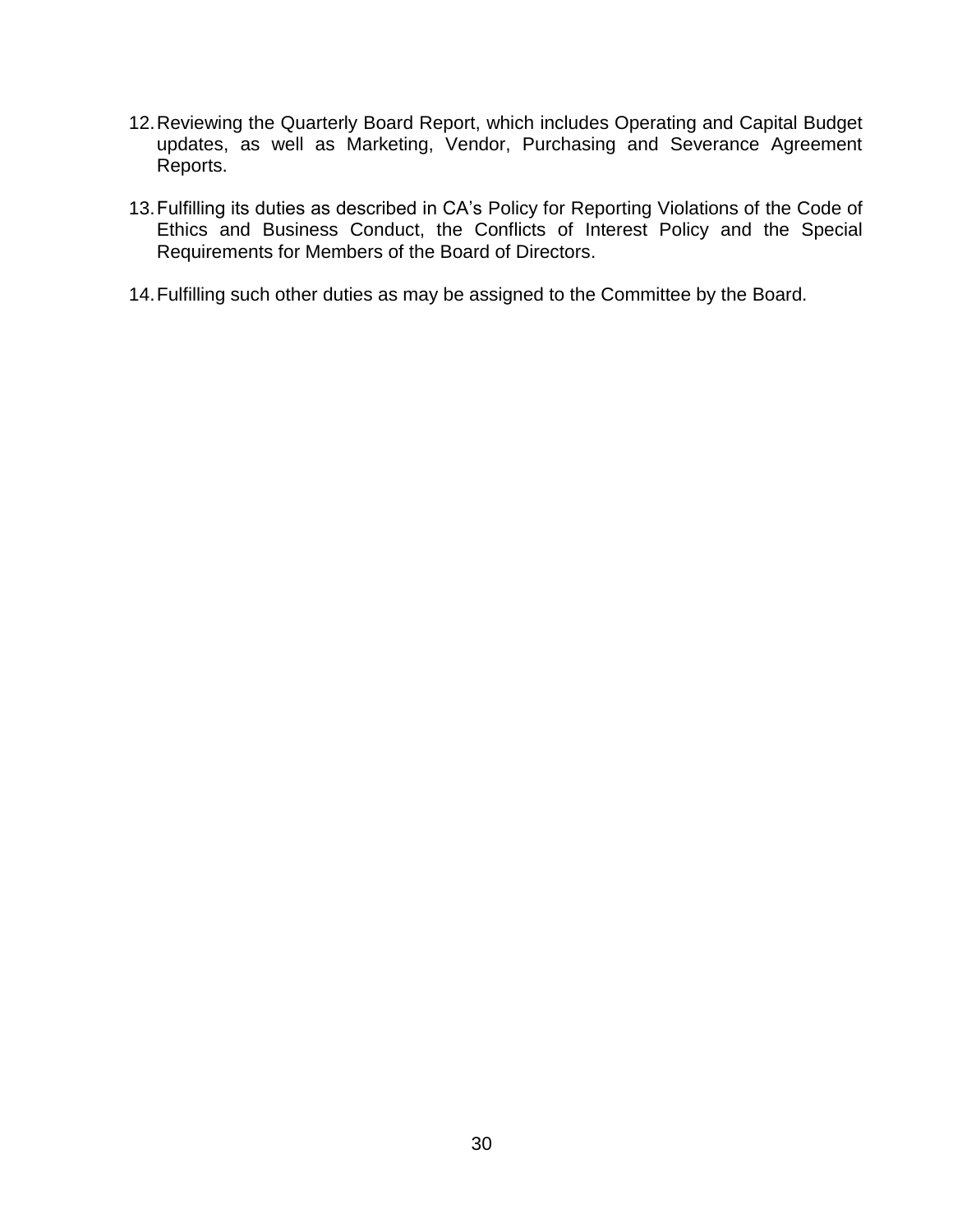12. Reviewing the Quarterly Board Report, which includes Operating and Capital Budget updates, as well as Marketing, Vendor, Purchasing and Severance Agreement Reports.

13. Fulfilling its duties as described in CA's Policy for Reporting Violations of the Code of Ethics and Business Conduct, the Conflicts of Interest Policy and the Special Requirements for Members of the Board of Directors.

14. Fulfilling such other duties as may be assigned to the Committee by the Board.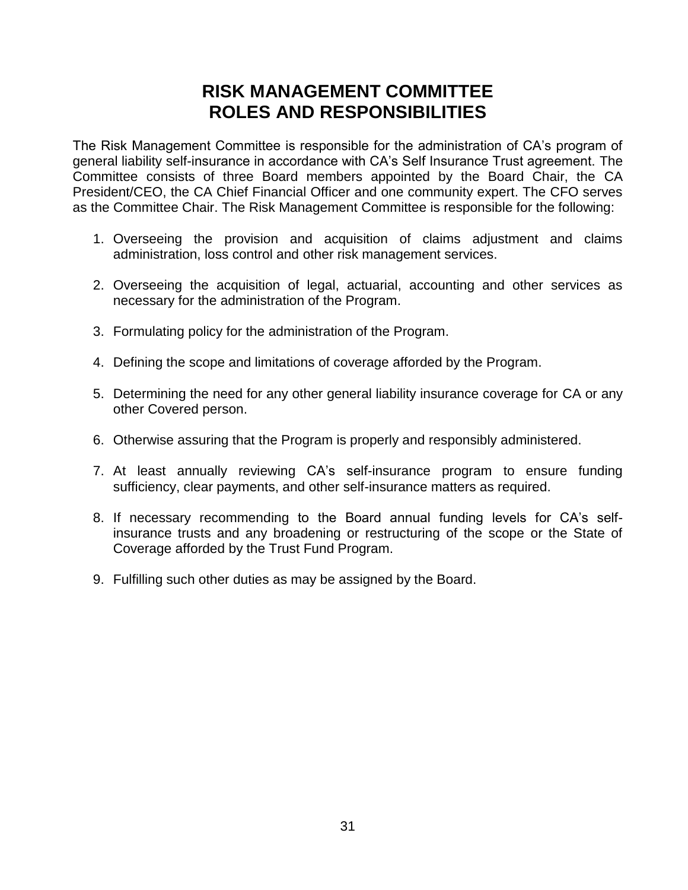# RISK MANAGEMENT COMMITTEE
# ROLES AND RESPONSIBILITIES

The Risk Management Committee is responsible for the administration of CA's program of general liability self-insurance in accordance with CA's Self Insurance Trust agreement. The Committee consists of three Board members appointed by the Board Chair, the CA President/CEO, the CA Chief Financial Officer and one community expert. The CFO serves as the Committee Chair. The Risk Management Committee is responsible for the following:

1. Overseeing the provision and acquisition of claims adjustment and claims administration, loss control and other risk management services.

2. Overseeing the acquisition of legal, actuarial, accounting and other services as necessary for the administration of the Program.

3. Formulating policy for the administration of the Program.

4. Defining the scope and limitations of coverage afforded by the Program.

5. Determining the need for any other general liability insurance coverage for CA or any other Covered person.

6. Otherwise assuring that the Program is properly and responsibly administered.

7. At least annually reviewing CA's self-insurance program to ensure funding sufficiency, clear payments, and other self-insurance matters as required.

8. If necessary recommending to the Board annual funding levels for CA's self-insurance trusts and any broadening or restructuring of the scope or the State of Coverage afforded by the Trust Fund Program.

9. Fulfilling such other duties as may be assigned by the Board.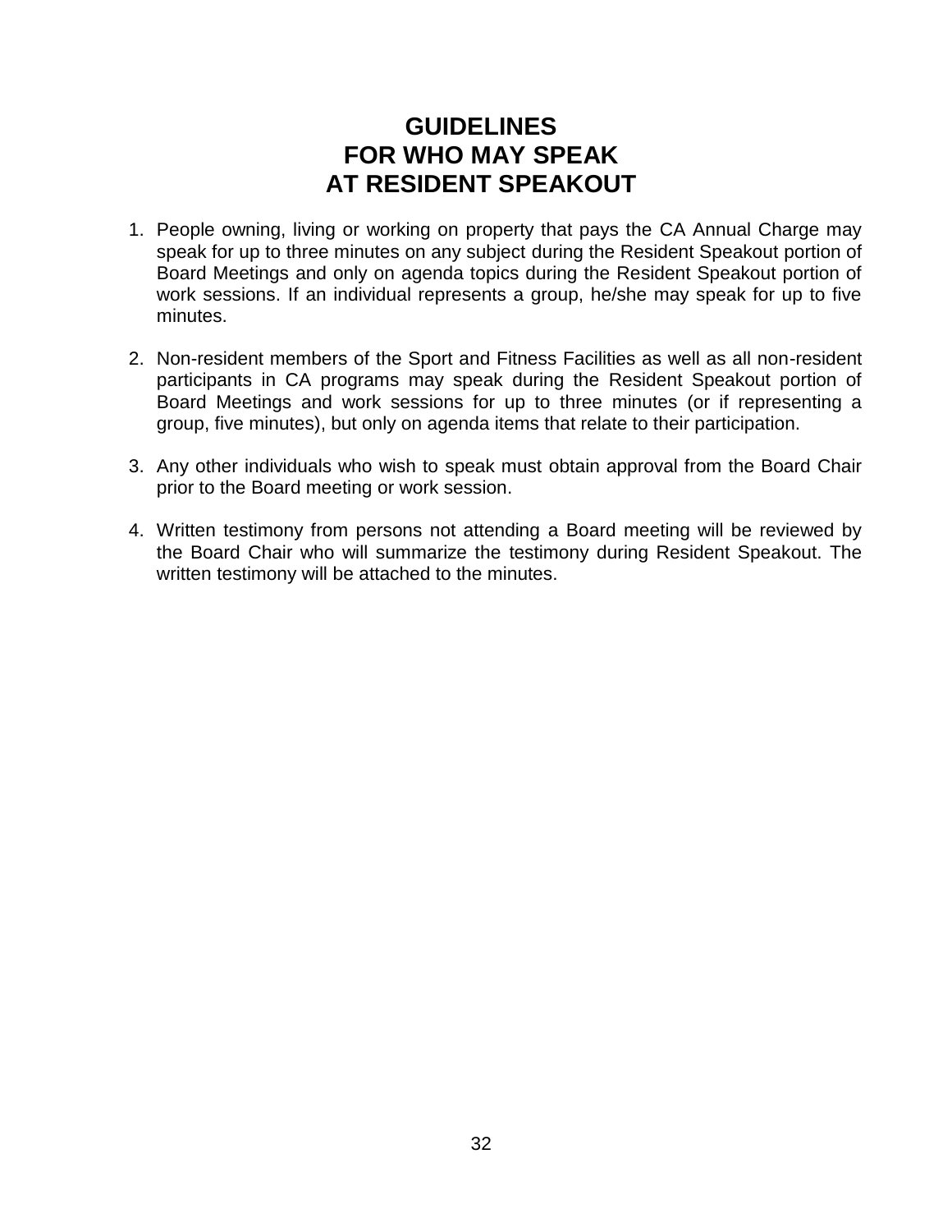# GUIDELINES
# FOR WHO MAY SPEAK
# AT RESIDENT SPEAKOUT

1. People owning, living or working on property that pays the CA Annual Charge may speak for up to three minutes on any subject during the Resident Speakout portion of Board Meetings and only on agenda topics during the Resident Speakout portion of work sessions. If an individual represents a group, he/she may speak for up to five minutes.

2. Non-resident members of the Sport and Fitness Facilities as well as all non-resident participants in CA programs may speak during the Resident Speakout portion of Board Meetings and work sessions for up to three minutes (or if representing a group, five minutes), but only on agenda items that relate to their participation.

3. Any other individuals who wish to speak must obtain approval from the Board Chair prior to the Board meeting or work session.

4. Written testimony from persons not attending a Board meeting will be reviewed by the Board Chair who will summarize the testimony during Resident Speakout. The written testimony will be attached to the minutes.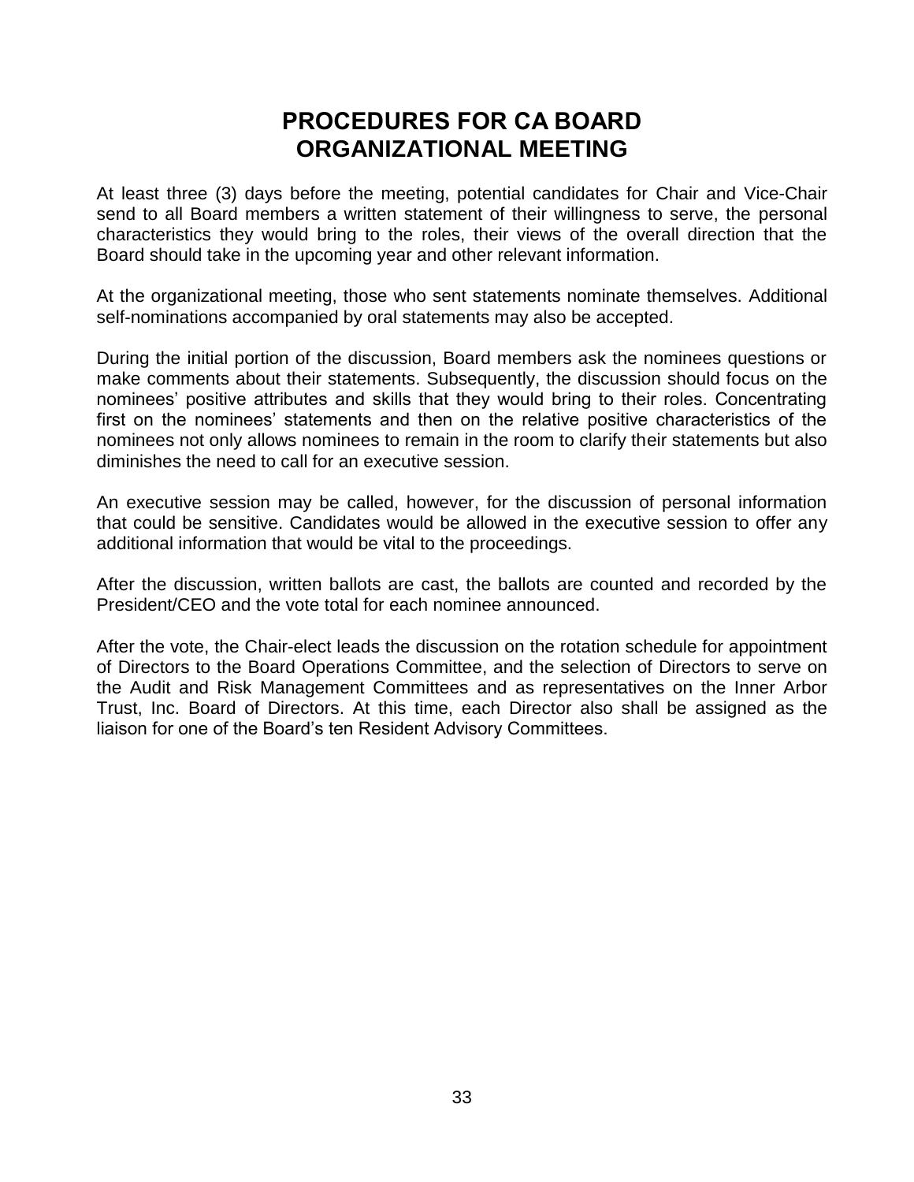# PROCEDURES FOR CA BOARD ORGANIZATIONAL MEETING

At least three (3) days before the meeting, potential candidates for Chair and Vice-Chair send to all Board members a written statement of their willingness to serve, the personal characteristics they would bring to the roles, their views of the overall direction that the Board should take in the upcoming year and other relevant information.

At the organizational meeting, those who sent statements nominate themselves. Additional self-nominations accompanied by oral statements may also be accepted.

During the initial portion of the discussion, Board members ask the nominees questions or make comments about their statements. Subsequently, the discussion should focus on the nominees' positive attributes and skills that they would bring to their roles. Concentrating first on the nominees' statements and then on the relative positive characteristics of the nominees not only allows nominees to remain in the room to clarify their statements but also diminishes the need to call for an executive session.

An executive session may be called, however, for the discussion of personal information that could be sensitive. Candidates would be allowed in the executive session to offer any additional information that would be vital to the proceedings.

After the discussion, written ballots are cast, the ballots are counted and recorded by the President/CEO and the vote total for each nominee announced.

After the vote, the Chair-elect leads the discussion on the rotation schedule for appointment of Directors to the Board Operations Committee, and the selection of Directors to serve on the Audit and Risk Management Committees and as representatives on the Inner Arbor Trust, Inc. Board of Directors. At this time, each Director also shall be assigned as the liaison for one of the Board's ten Resident Advisory Committees.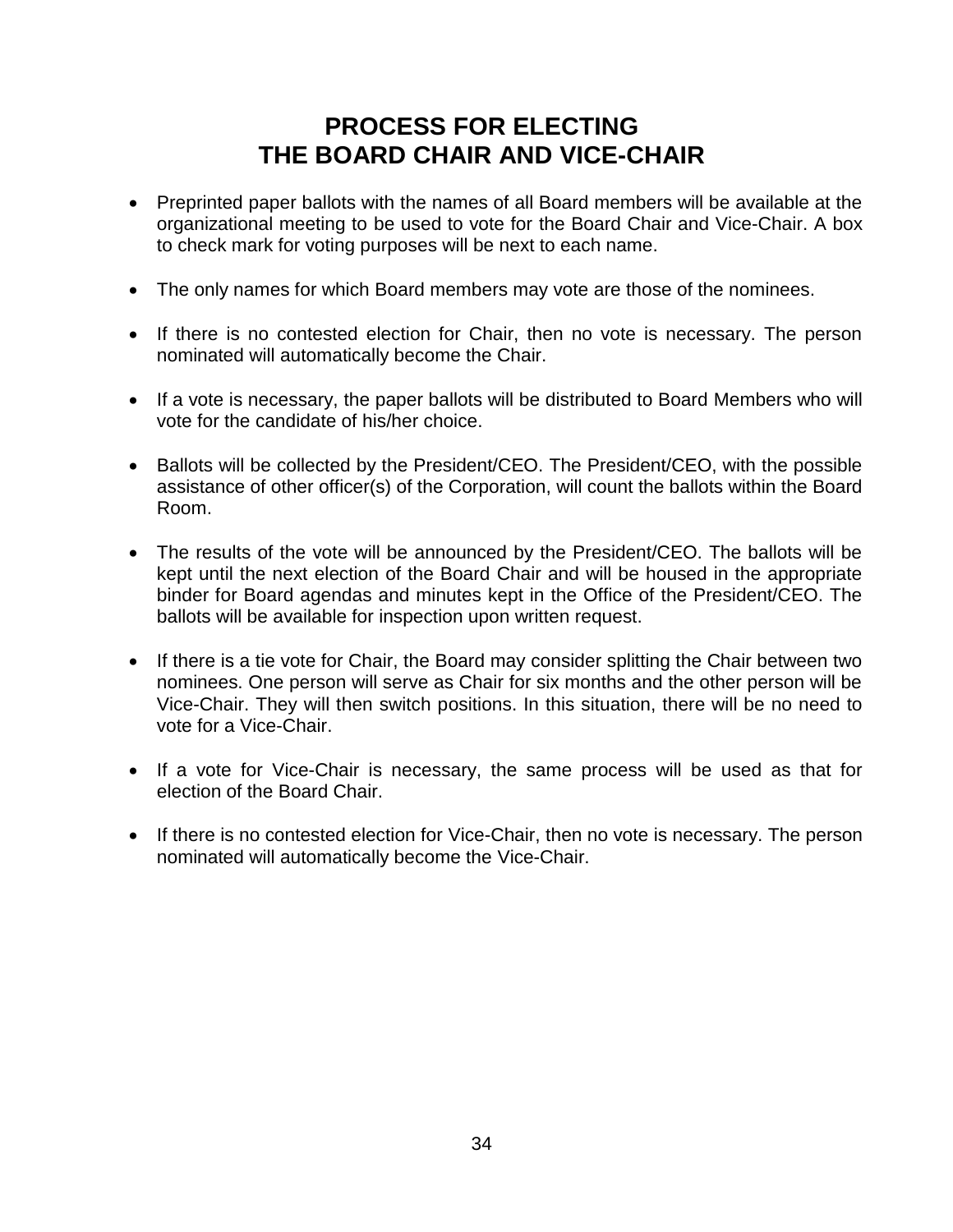# PROCESS FOR ELECTING THE BOARD CHAIR AND VICE-CHAIR

- Preprinted paper ballots with the names of all Board members will be available at the organizational meeting to be used to vote for the Board Chair and Vice-Chair. A box to check mark for voting purposes will be next to each name.

- The only names for which Board members may vote are those of the nominees.

- If there is no contested election for Chair, then no vote is necessary. The person nominated will automatically become the Chair.

- If a vote is necessary, the paper ballots will be distributed to Board Members who will vote for the candidate of his/her choice.

- Ballots will be collected by the President/CEO. The President/CEO, with the possible assistance of other officer(s) of the Corporation, will count the ballots within the Board Room.

- The results of the vote will be announced by the President/CEO. The ballots will be kept until the next election of the Board Chair and will be housed in the appropriate binder for Board agendas and minutes kept in the Office of the President/CEO. The ballots will be available for inspection upon written request.

- If there is a tie vote for Chair, the Board may consider splitting the Chair between two nominees. One person will serve as Chair for six months and the other person will be Vice-Chair. They will then switch positions. In this situation, there will be no need to vote for a Vice-Chair.

- If a vote for Vice-Chair is necessary, the same process will be used as that for election of the Board Chair.

- If there is no contested election for Vice-Chair, then no vote is necessary. The person nominated will automatically become the Vice-Chair.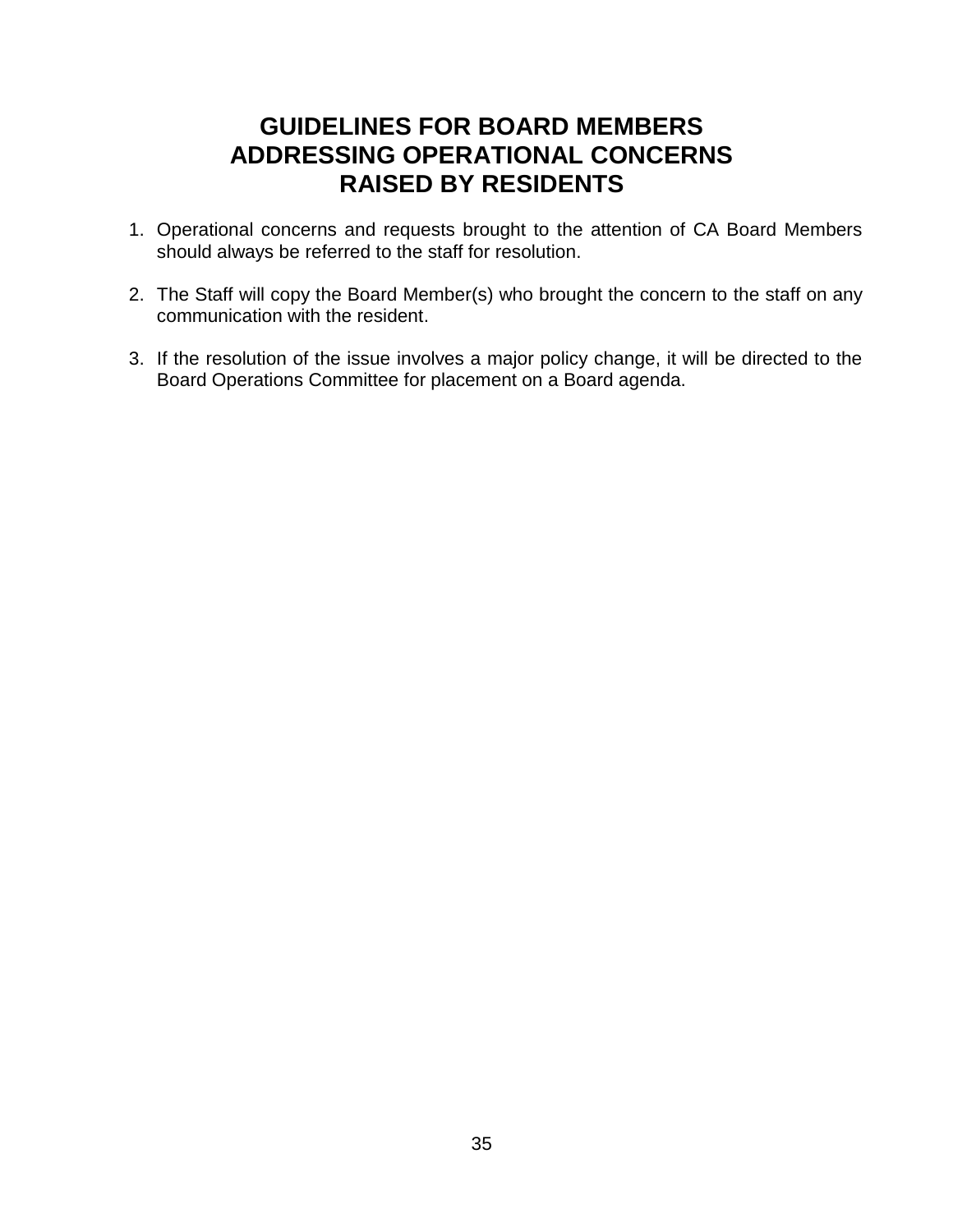# GUIDELINES FOR BOARD MEMBERS ADDRESSING OPERATIONAL CONCERNS RAISED BY RESIDENTS

1. Operational concerns and requests brought to the attention of CA Board Members should always be referred to the staff for resolution.

2. The Staff will copy the Board Member(s) who brought the concern to the staff on any communication with the resident.

3. If the resolution of the issue involves a major policy change, it will be directed to the Board Operations Committee for placement on a Board agenda.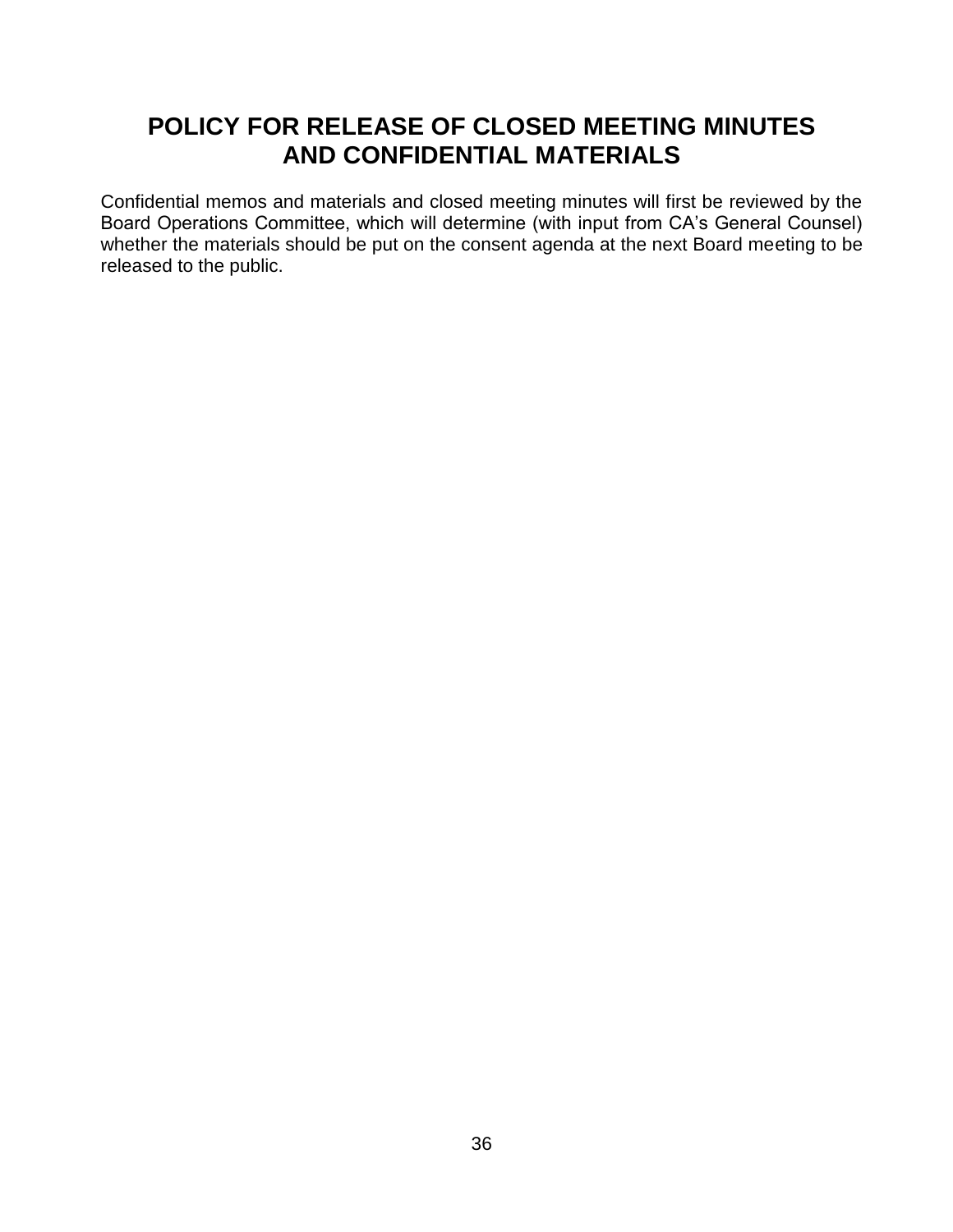# POLICY FOR RELEASE OF CLOSED MEETING MINUTES AND CONFIDENTIAL MATERIALS

Confidential memos and materials and closed meeting minutes will first be reviewed by the Board Operations Committee, which will determine (with input from CA's General Counsel) whether the materials should be put on the consent agenda at the next Board meeting to be released to the public.